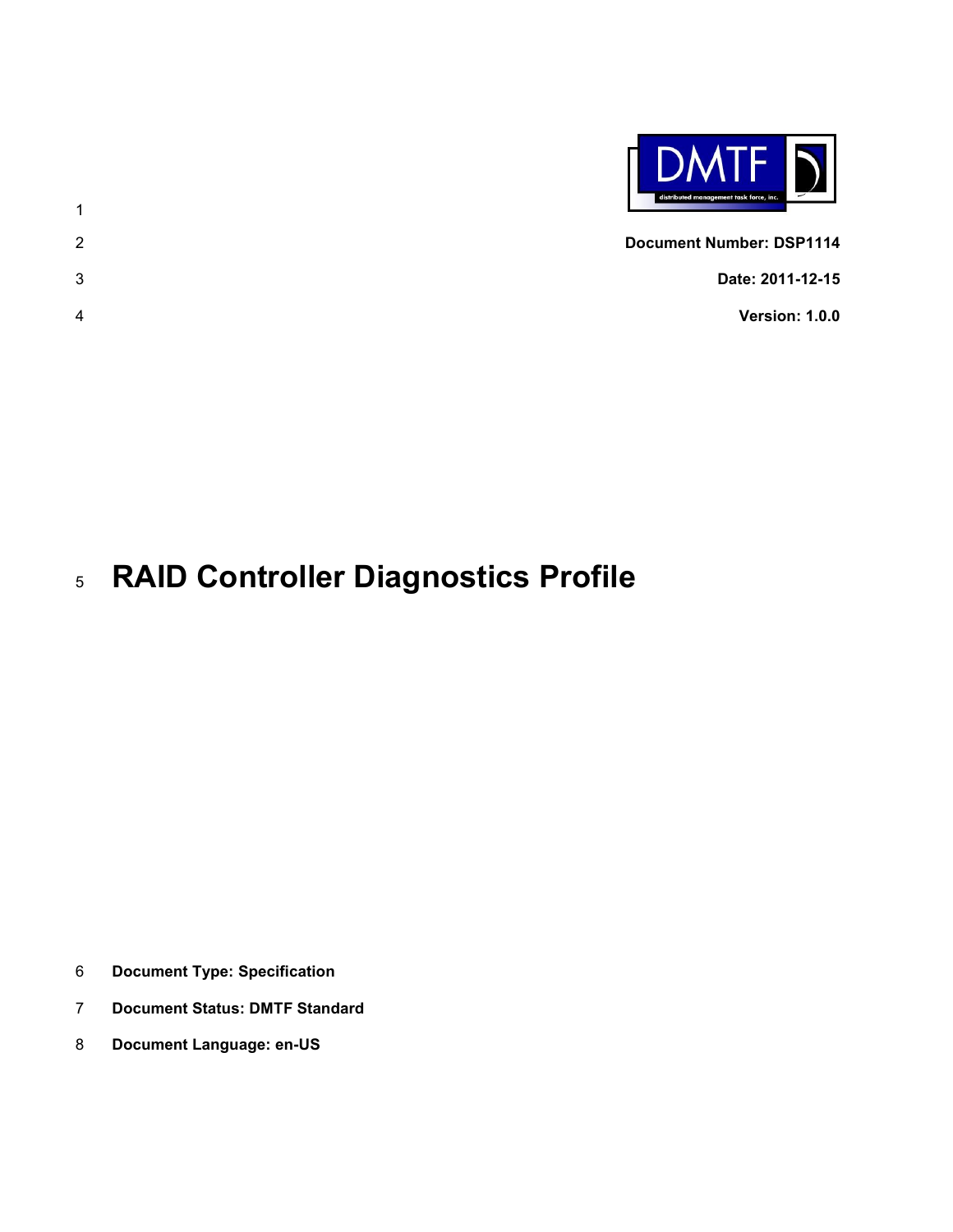**Document Number: DSP1114**

**Date: 2011-12-15**

**Version: 1.0.0**

# RAID Controller Diagnostics Profile

**Document Type: Specification**

**Document Status: DMTF Standard**

**Document Language: en-US**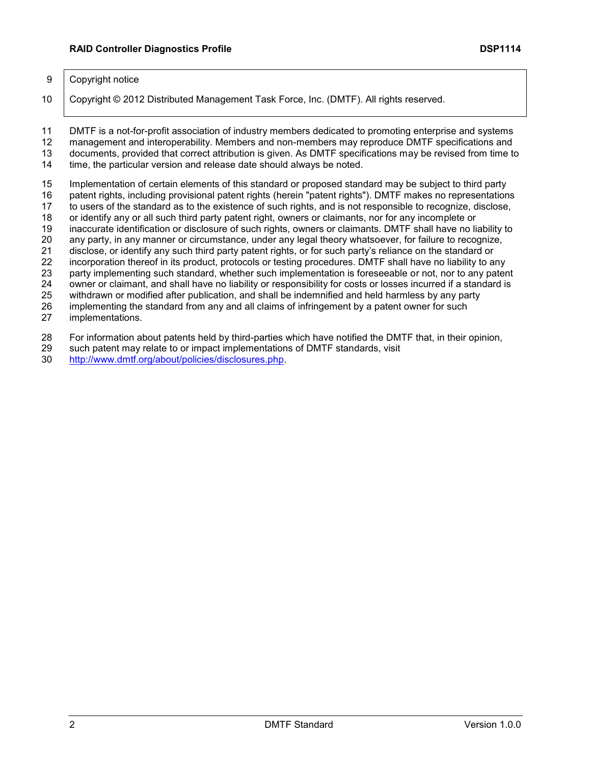Copyright notice

Copyright © 2012 Distributed Management Task Force, Inc. (DMTF). All rights reserved.

DMTF is a not-for-profit association of industry members dedicated to promoting enterprise and systems management and interoperability. Members and non-members may reproduce DMTF specifications and documents, provided that correct attribution is given. As DMTF specifications may be revised from time to time, the particular version and release date should always be noted.

Implementation of certain elements of this standard or proposed standard may be subject to third party patent rights, including provisional patent rights (herein "patent rights"). DMTF makes no representations to users of the standard as to the existence of such rights, and is not responsible to recognize, disclose, or identify any or all such third party patent right, owners or claimants, nor for any incomplete or inaccurate identification or disclosure of such rights, owners or claimants. DMTF shall have no liability to any party, in any manner or circumstance, under any legal theory whatsoever, for failure to recognize, disclose, or identify any such third party patent rights, or for such party's reliance on the standard or incorporation thereof in its product, protocols or testing procedures. DMTF shall have no liability to any party implementing such standard, whether such implementation is foreseeable or not, nor to any patent owner or claimant, and shall have no liability or responsibility for costs or losses incurred if a standard is withdrawn or modified after publication, and shall be indemnified and held harmless by any party implementing the standard from any and all claims of infringement by a patent owner for such implementations.

For information about patents held by third-parties which have notified the DMTF that, in their opinion, such patent may relate to or impact implementations of DMTF standards, visit http://www.dmtf.org/about/policies/disclosures.php.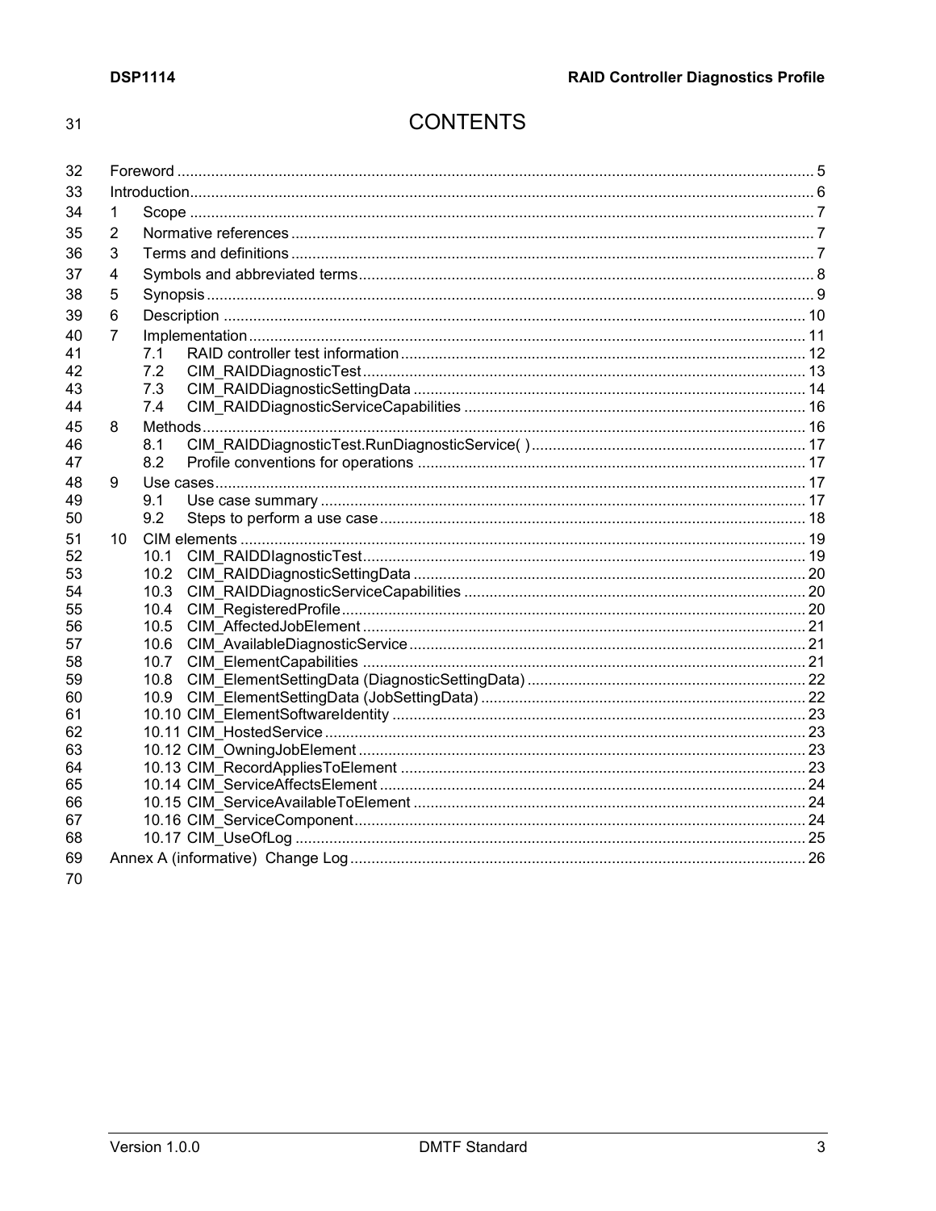# CONTENTS

Foreword ..................................................................................................................................... 5
Introduction.................................................................................................................................. 6
1 Scope .................................................................................................................................. 7
2 Normative references ........................................................................................................... 7
3 Terms and definitions ........................................................................................................... 7
4 Symbols and abbreviated terms........................................................................................... 8
5 Synopsis .............................................................................................................................. 9
6 Description ......................................................................................................................... 10
7 Implementation ................................................................................................................... 11
   7.1 RAID controller test information ............................................................................... 12
   7.2 CIM_RAIDDiagnosticTest ........................................................................................ 13
   7.3 CIM_RAIDDiagnosticSettingData ............................................................................ 14
   7.4 CIM_RAIDDiagnosticServiceCapabilities ................................................................ 16
8 Methods .............................................................................................................................. 16
   8.1 CIM_RAIDDiagnosticTest.RunDiagnosticService( ) ................................................. 17
   8.2 Profile conventions for operations ........................................................................... 17
9 Use cases ........................................................................................................................... 17
   9.1 Use case summary .................................................................................................. 17
   9.2 Steps to perform a use case .................................................................................... 18
10 CIM elements ..................................................................................................................... 19
   10.1 CIM_RAIDDIagnosticTest ........................................................................................ 19
   10.2 CIM_RAIDDiagnosticSettingData ............................................................................ 20
   10.3 CIM_RAIDDiagnosticServiceCapabilities ................................................................ 20
   10.4 CIM_RegisteredProfile ............................................................................................. 20
   10.5 CIM_AffectedJobElement ........................................................................................ 21
   10.6 CIM_AvailableDiagnosticService ............................................................................. 21
   10.7 CIM_ElementCapabilities ........................................................................................ 21
   10.8 CIM_ElementSettingData (DiagnosticSettingData) ................................................. 22
   10.9 CIM_ElementSettingData (JobSettingData) ............................................................ 22
   10.10 CIM_ElementSoftwareIdentity ................................................................................. 23
   10.11 CIM_HostedService ................................................................................................. 23
   10.12 CIM_OwningJobElement ......................................................................................... 23
   10.13 CIM_RecordAppliesToElement ............................................................................... 23
   10.14 CIM_ServiceAffectsElement .................................................................................... 24
   10.15 CIM_ServiceAvailableToElement ............................................................................ 24
   10.16 CIM_ServiceComponent .......................................................................................... 24
   10.17 CIM_UseOfLog ........................................................................................................ 25
Annex A (informative) Change Log ........................................................................................... 26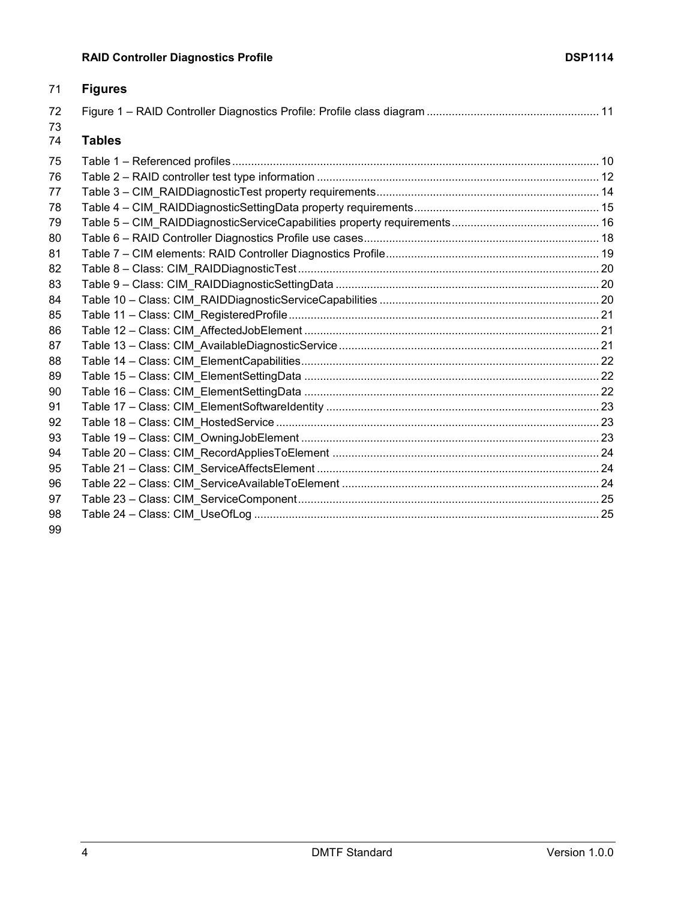## Figures

Figure 1 – RAID Controller Diagnostics Profile: Profile class diagram ....................................................... 11

## Tables

Table 1 – Referenced profiles .................................................................................................................... 10
Table 2 – RAID controller test type information ......................................................................................... 12
Table 3 – CIM_RAIDDiagnosticTest property requirements...................................................................... 14
Table 4 – CIM_RAIDDiagnosticSettingData property requirements........................................................... 15
Table 5 – CIM_RAIDDiagnosticServiceCapabilities property requirements............................................... 16
Table 6 – RAID Controller Diagnostics Profile use cases........................................................................... 18
Table 7 – CIM elements: RAID Controller Diagnostics Profile.................................................................... 19
Table 8 – Class: CIM_RAIDDiagnosticTest ................................................................................................ 20
Table 9 – Class: CIM_RAIDDiagnosticSettingData .................................................................................... 20
Table 10 – Class: CIM_RAIDDiagnosticServiceCapabilities ...................................................................... 20
Table 11 – Class: CIM_RegisteredProfile................................................................................................... 21
Table 12 – Class: CIM_AffectedJobElement .............................................................................................. 21
Table 13 – Class: CIM_AvailableDiagnosticService ................................................................................... 21
Table 14 – Class: CIM_ElementCapabilities............................................................................................... 22
Table 15 – Class: CIM_ElementSettingData .............................................................................................. 22
Table 16 – Class: CIM_ElementSettingData .............................................................................................. 22
Table 17 – Class: CIM_ElementSoftwareIdentity ....................................................................................... 23
Table 18 – Class: CIM_HostedService ....................................................................................................... 23
Table 19 – Class: CIM_OwningJobElement ............................................................................................... 23
Table 20 – Class: CIM_RecordAppliesToElement ..................................................................................... 24
Table 21 – Class: CIM_ServiceAffectsElement .......................................................................................... 24
Table 22 – Class: CIM_ServiceAvailableToElement .................................................................................. 24
Table 23 – Class: CIM_ServiceComponent................................................................................................ 25
Table 24 – Class: CIM_UseOfLog .............................................................................................................. 25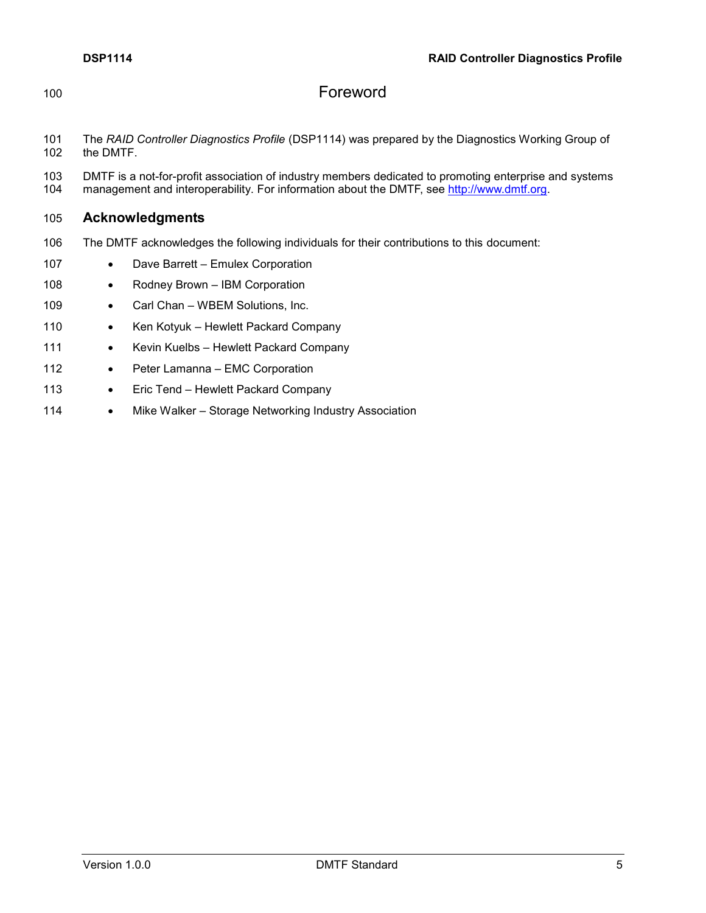# Foreword

The *RAID Controller Diagnostics Profile* (DSP1114) was prepared by the Diagnostics Working Group of the DMTF.

DMTF is a not-for-profit association of industry members dedicated to promoting enterprise and systems management and interoperability. For information about the DMTF, see http://www.dmtf.org.

## Acknowledgments

The DMTF acknowledges the following individuals for their contributions to this document:

- Dave Barrett – Emulex Corporation
- Rodney Brown – IBM Corporation
- Carl Chan – WBEM Solutions, Inc.
- Ken Kotyuk – Hewlett Packard Company
- Kevin Kuelbs – Hewlett Packard Company
- Peter Lamanna – EMC Corporation
- Eric Tend – Hewlett Packard Company
- Mike Walker – Storage Networking Industry Association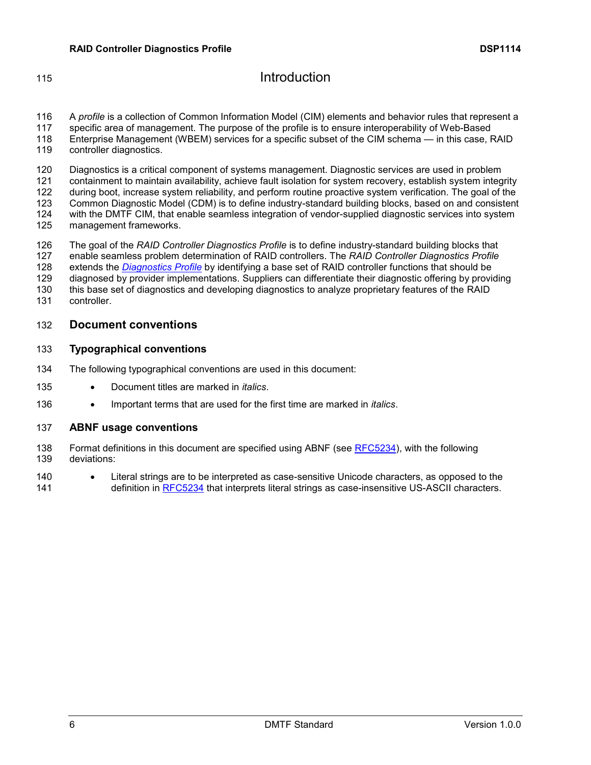# Introduction

A *profile* is a collection of Common Information Model (CIM) elements and behavior rules that represent a specific area of management. The purpose of the profile is to ensure interoperability of Web-Based Enterprise Management (WBEM) services for a specific subset of the CIM schema — in this case, RAID controller diagnostics.

Diagnostics is a critical component of systems management. Diagnostic services are used in problem containment to maintain availability, achieve fault isolation for system recovery, establish system integrity during boot, increase system reliability, and perform routine proactive system verification. The goal of the Common Diagnostic Model (CDM) is to define industry-standard building blocks, based on and consistent with the DMTF CIM, that enable seamless integration of vendor-supplied diagnostic services into system management frameworks.

The goal of the *RAID Controller Diagnostics Profile* is to define industry-standard building blocks that enable seamless problem determination of RAID controllers. The *RAID Controller Diagnostics Profile* extends the *Diagnostics Profile* by identifying a base set of RAID controller functions that should be diagnosed by provider implementations. Suppliers can differentiate their diagnostic offering by providing this base set of diagnostics and developing diagnostics to analyze proprietary features of the RAID controller.

## Document conventions

### Typographical conventions

The following typographical conventions are used in this document:

- Document titles are marked in *italics*.
- Important terms that are used for the first time are marked in *italics*.

### ABNF usage conventions

Format definitions in this document are specified using ABNF (see RFC5234), with the following deviations:

- Literal strings are to be interpreted as case-sensitive Unicode characters, as opposed to the definition in RFC5234 that interprets literal strings as case-insensitive US-ASCII characters.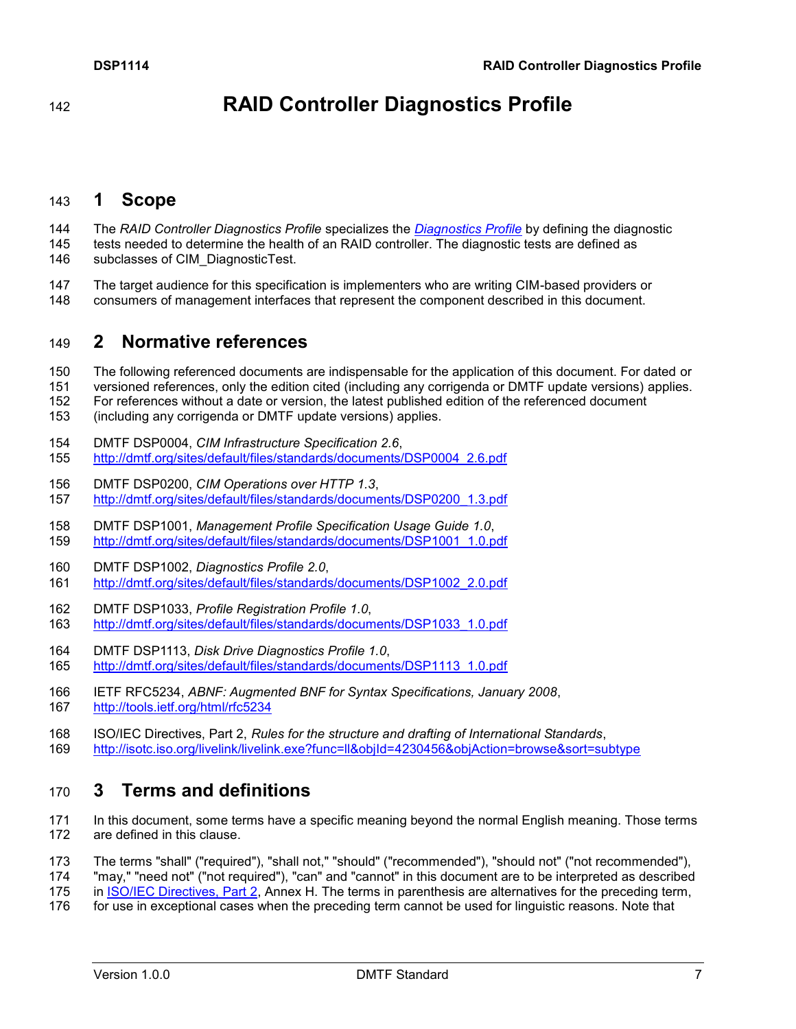# RAID Controller Diagnostics Profile

## 1 Scope

The *RAID Controller Diagnostics Profile* specializes the *[Diagnostics Profile](http://dmtf.org/sites/default/files/standards/documents/DSP1002_2.0.pdf)* by defining the diagnostic tests needed to determine the health of an RAID controller. The diagnostic tests are defined as subclasses of CIM_DiagnosticTest.

The target audience for this specification is implementers who are writing CIM-based providers or consumers of management interfaces that represent the component described in this document.

## 2 Normative references

The following referenced documents are indispensable for the application of this document. For dated or versioned references, only the edition cited (including any corrigenda or DMTF update versions) applies. For references without a date or version, the latest published edition of the referenced document (including any corrigenda or DMTF update versions) applies.

DMTF DSP0004, *CIM Infrastructure Specification 2.6*,
http://dmtf.org/sites/default/files/standards/documents/DSP0004_2.6.pdf

DMTF DSP0200, *CIM Operations over HTTP 1.3*,
http://dmtf.org/sites/default/files/standards/documents/DSP0200_1.3.pdf

DMTF DSP1001, *Management Profile Specification Usage Guide 1.0*,
http://dmtf.org/sites/default/files/standards/documents/DSP1001_1.0.pdf

DMTF DSP1002, *Diagnostics Profile 2.0*,
http://dmtf.org/sites/default/files/standards/documents/DSP1002_2.0.pdf

DMTF DSP1033, *Profile Registration Profile 1.0*,
http://dmtf.org/sites/default/files/standards/documents/DSP1033_1.0.pdf

DMTF DSP1113, *Disk Drive Diagnostics Profile 1.0*,
http://dmtf.org/sites/default/files/standards/documents/DSP1113_1.0.pdf

IETF RFC5234, *ABNF: Augmented BNF for Syntax Specifications, January 2008*,
http://tools.ietf.org/html/rfc5234

ISO/IEC Directives, Part 2, *Rules for the structure and drafting of International Standards*,
http://isotc.iso.org/livelink/livelink.exe?func=ll&objId=4230456&objAction=browse&sort=subtype

## 3 Terms and definitions

In this document, some terms have a specific meaning beyond the normal English meaning. Those terms are defined in this clause.

The terms "shall" ("required"), "shall not," "should" ("recommended"), "should not" ("not recommended"), "may," "need not" ("not required"), "can" and "cannot" in this document are to be interpreted as described in [ISO/IEC Directives, Part 2](http://isotc.iso.org/livelink/livelink.exe?func=ll&objId=4230456&objAction=browse&sort=subtype), Annex H. The terms in parenthesis are alternatives for the preceding term, for use in exceptional cases when the preceding term cannot be used for linguistic reasons. Note that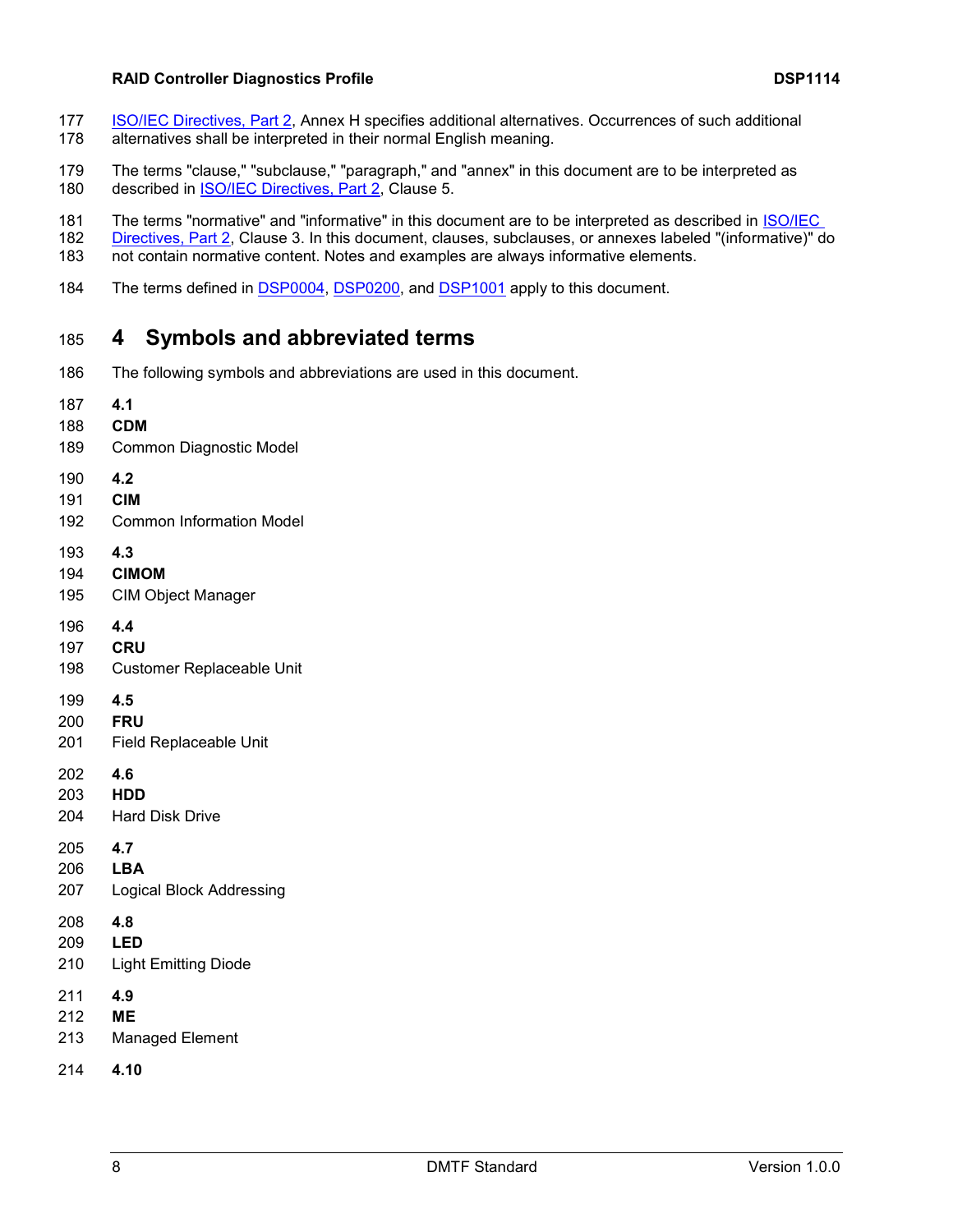ISO/IEC Directives, Part 2, Annex H specifies additional alternatives. Occurrences of such additional alternatives shall be interpreted in their normal English meaning.

The terms "clause," "subclause," "paragraph," and "annex" in this document are to be interpreted as described in ISO/IEC Directives, Part 2, Clause 5.

The terms "normative" and "informative" in this document are to be interpreted as described in ISO/IEC Directives, Part 2, Clause 3. In this document, clauses, subclauses, or annexes labeled "(informative)" do not contain normative content. Notes and examples are always informative elements.

The terms defined in DSP0004, DSP0200, and DSP1001 apply to this document.

# 4 Symbols and abbreviated terms

The following symbols and abbreviations are used in this document.

**4.1**

**CDM**

Common Diagnostic Model

**4.2**

**CIM**

Common Information Model

**4.3**

**CIMOM**

CIM Object Manager

**4.4**

**CRU**

Customer Replaceable Unit

**4.5**

**FRU**

Field Replaceable Unit

**4.6**

**HDD**

Hard Disk Drive

**4.7**

**LBA**

Logical Block Addressing

**4.8**

**LED**

Light Emitting Diode

**4.9**

**ME**

Managed Element

**4.10**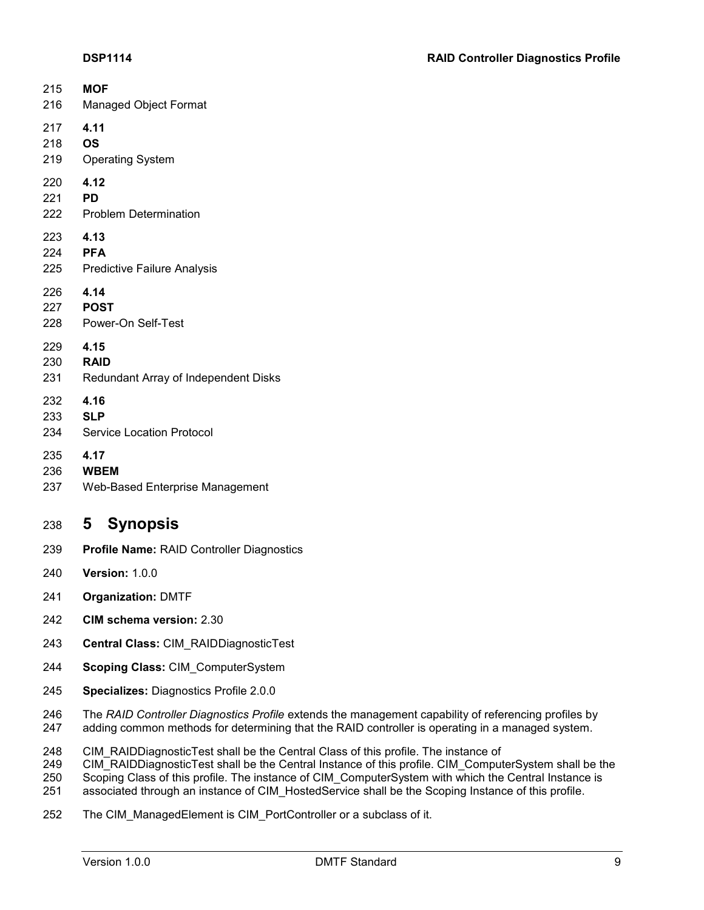**MOF**

Managed Object Format

**4.11**

**OS**

Operating System

**4.12**

**PD**

Problem Determination

**4.13**

**PFA**

Predictive Failure Analysis

**4.14**

**POST**

Power-On Self-Test

**4.15**

**RAID**

Redundant Array of Independent Disks

**4.16**

**SLP**

Service Location Protocol

**4.17**

**WBEM**

Web-Based Enterprise Management

# 5 Synopsis

**Profile Name:** RAID Controller Diagnostics

**Version:** 1.0.0

**Organization:** DMTF

**CIM schema version:** 2.30

**Central Class:** CIM_RAIDDiagnosticTest

**Scoping Class:** CIM_ComputerSystem

**Specializes:** Diagnostics Profile 2.0.0

The *RAID Controller Diagnostics Profile* extends the management capability of referencing profiles by adding common methods for determining that the RAID controller is operating in a managed system.

CIM_RAIDDiagnosticTest shall be the Central Class of this profile. The instance of CIM_RAIDDiagnosticTest shall be the Central Instance of this profile. CIM_ComputerSystem shall be the Scoping Class of this profile. The instance of CIM_ComputerSystem with which the Central Instance is associated through an instance of CIM_HostedService shall be the Scoping Instance of this profile.

The CIM_ManagedElement is CIM_PortController or a subclass of it.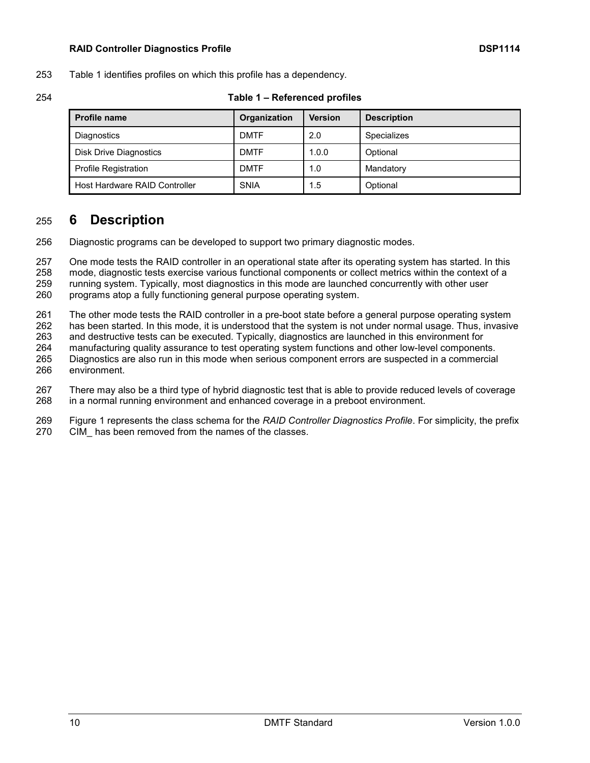Table 1 identifies profiles on which this profile has a dependency.

**Table 1 – Referenced profiles**

| Profile name | Organization | Version | Description |
|---|---|---|---|
| Diagnostics | DMTF | 2.0 | Specializes |
| Disk Drive Diagnostics | DMTF | 1.0.0 | Optional |
| Profile Registration | DMTF | 1.0 | Mandatory |
| Host Hardware RAID Controller | SNIA | 1.5 | Optional |

# 6 Description

Diagnostic programs can be developed to support two primary diagnostic modes.

One mode tests the RAID controller in an operational state after its operating system has started. In this mode, diagnostic tests exercise various functional components or collect metrics within the context of a running system. Typically, most diagnostics in this mode are launched concurrently with other user programs atop a fully functioning general purpose operating system.

The other mode tests the RAID controller in a pre-boot state before a general purpose operating system has been started. In this mode, it is understood that the system is not under normal usage. Thus, invasive and destructive tests can be executed. Typically, diagnostics are launched in this environment for manufacturing quality assurance to test operating system functions and other low-level components. Diagnostics are also run in this mode when serious component errors are suspected in a commercial environment.

There may also be a third type of hybrid diagnostic test that is able to provide reduced levels of coverage in a normal running environment and enhanced coverage in a preboot environment.

Figure 1 represents the class schema for the *RAID Controller Diagnostics Profile*. For simplicity, the prefix CIM_ has been removed from the names of the classes.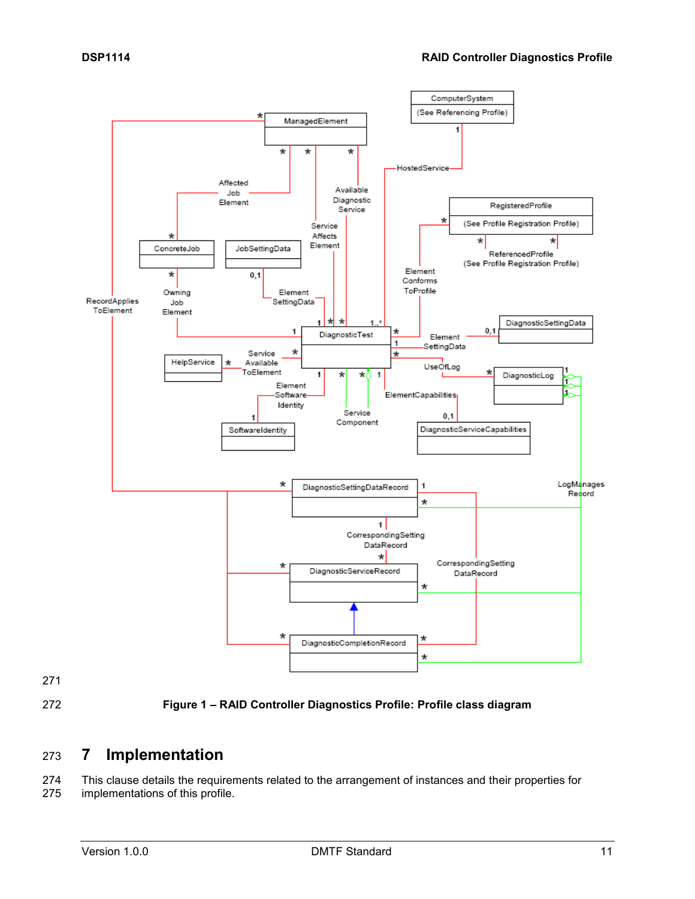Figure 1 – RAID Controller Diagnostics Profile: Profile class diagram

# 7 Implementation

This clause details the requirements related to the arrangement of instances and their properties for implementations of this profile.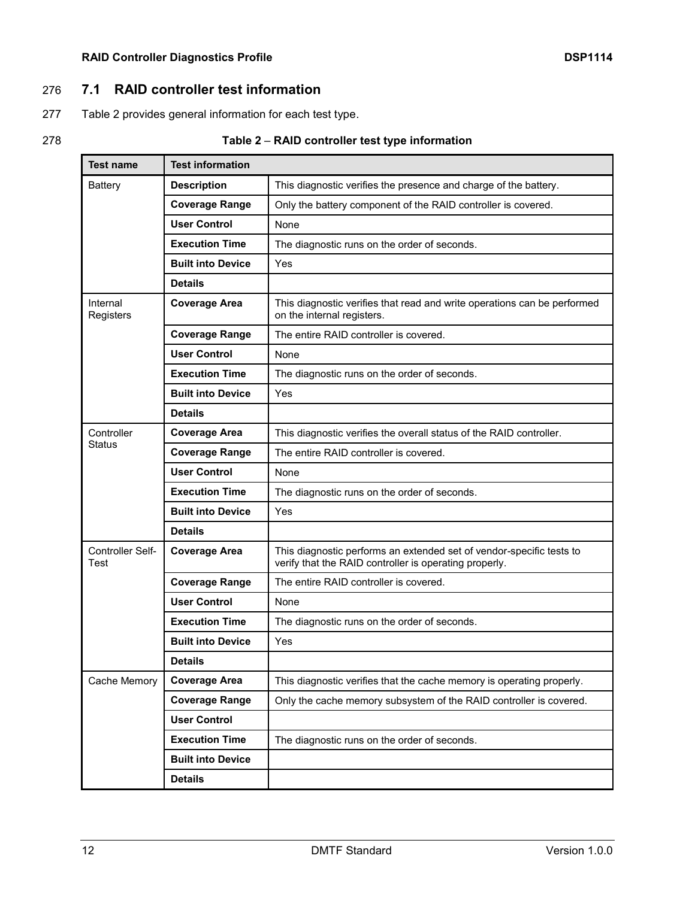## 7.1 RAID controller test information

Table 2 provides general information for each test type.

**Table 2 – RAID controller test type information**

| Test name | Test information | |
|---|---|---|
| Battery | **Description** | This diagnostic verifies the presence and charge of the battery. |
| | **Coverage Range** | Only the battery component of the RAID controller is covered. |
| | **User Control** | None |
| | **Execution Time** | The diagnostic runs on the order of seconds. |
| | **Built into Device** | Yes |
| | **Details** | |
| Internal Registers | **Coverage Area** | This diagnostic verifies that read and write operations can be performed on the internal registers. |
| | **Coverage Range** | The entire RAID controller is covered. |
| | **User Control** | None |
| | **Execution Time** | The diagnostic runs on the order of seconds. |
| | **Built into Device** | Yes |
| | **Details** | |
| Controller Status | **Coverage Area** | This diagnostic verifies the overall status of the RAID controller. |
| | **Coverage Range** | The entire RAID controller is covered. |
| | **User Control** | None |
| | **Execution Time** | The diagnostic runs on the order of seconds. |
| | **Built into Device** | Yes |
| | **Details** | |
| Controller Self-Test | **Coverage Area** | This diagnostic performs an extended set of vendor-specific tests to verify that the RAID controller is operating properly. |
| | **Coverage Range** | The entire RAID controller is covered. |
| | **User Control** | None |
| | **Execution Time** | The diagnostic runs on the order of seconds. |
| | **Built into Device** | Yes |
| | **Details** | |
| Cache Memory | **Coverage Area** | This diagnostic verifies that the cache memory is operating properly. |
| | **Coverage Range** | Only the cache memory subsystem of the RAID controller is covered. |
| | **User Control** | |
| | **Execution Time** | The diagnostic runs on the order of seconds. |
| | **Built into Device** | |
| | **Details** | |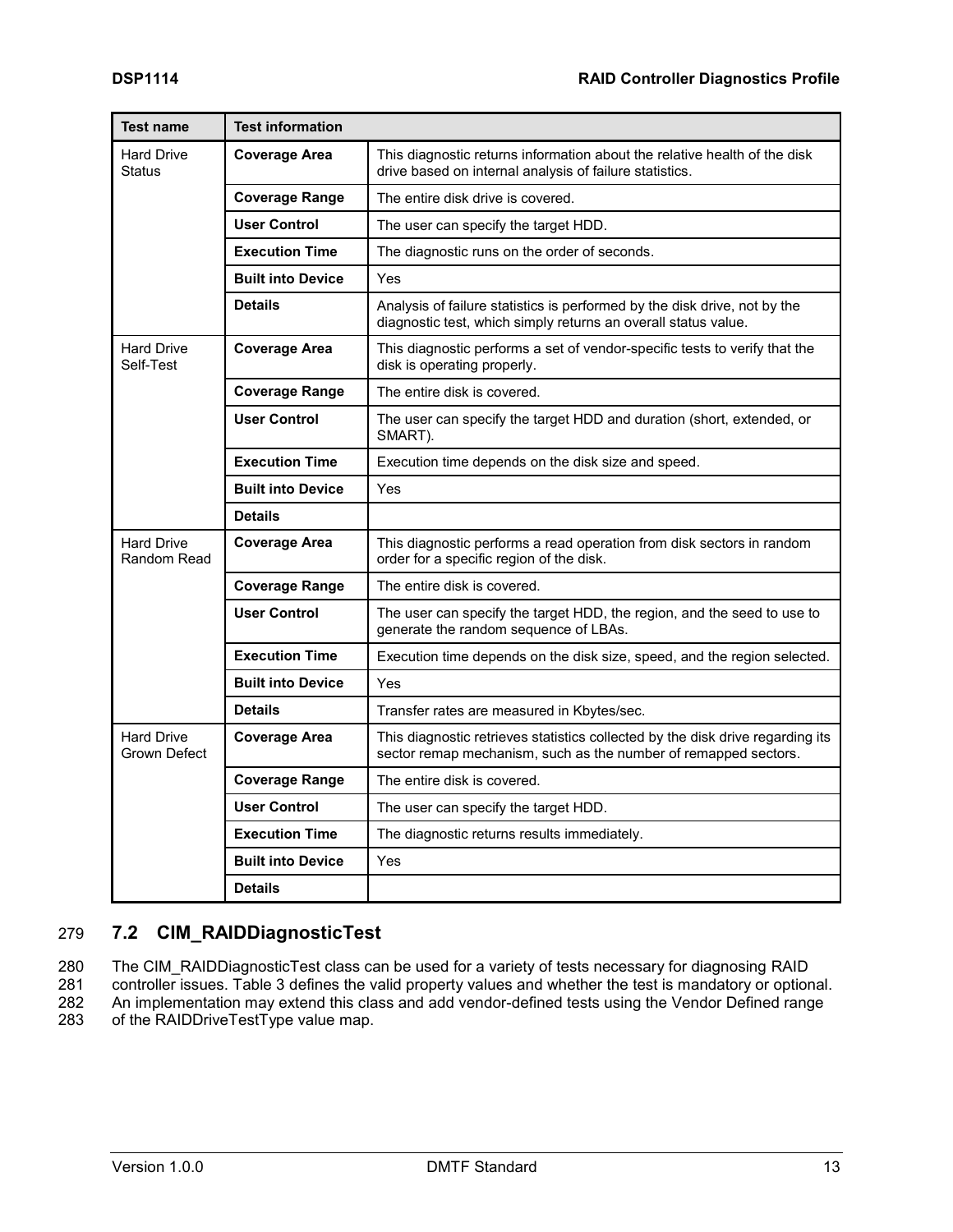| Test name | Test information | |
|---|---|---|
| Hard Drive Status | **Coverage Area** | This diagnostic returns information about the relative health of the disk drive based on internal analysis of failure statistics. |
| | **Coverage Range** | The entire disk drive is covered. |
| | **User Control** | The user can specify the target HDD. |
| | **Execution Time** | The diagnostic runs on the order of seconds. |
| | **Built into Device** | Yes |
| | **Details** | Analysis of failure statistics is performed by the disk drive, not by the diagnostic test, which simply returns an overall status value. |
| Hard Drive Self-Test | **Coverage Area** | This diagnostic performs a set of vendor-specific tests to verify that the disk is operating properly. |
| | **Coverage Range** | The entire disk is covered. |
| | **User Control** | The user can specify the target HDD and duration (short, extended, or SMART). |
| | **Execution Time** | Execution time depends on the disk size and speed. |
| | **Built into Device** | Yes |
| | **Details** | |
| Hard Drive Random Read | **Coverage Area** | This diagnostic performs a read operation from disk sectors in random order for a specific region of the disk. |
| | **Coverage Range** | The entire disk is covered. |
| | **User Control** | The user can specify the target HDD, the region, and the seed to use to generate the random sequence of LBAs. |
| | **Execution Time** | Execution time depends on the disk size, speed, and the region selected. |
| | **Built into Device** | Yes |
| | **Details** | Transfer rates are measured in Kbytes/sec. |
| Hard Drive Grown Defect | **Coverage Area** | This diagnostic retrieves statistics collected by the disk drive regarding its sector remap mechanism, such as the number of remapped sectors. |
| | **Coverage Range** | The entire disk is covered. |
| | **User Control** | The user can specify the target HDD. |
| | **Execution Time** | The diagnostic returns results immediately. |
| | **Built into Device** | Yes |
| | **Details** | |

## 7.2 CIM_RAIDDiagnosticTest

The CIM_RAIDDiagnosticTest class can be used for a variety of tests necessary for diagnosing RAID controller issues. Table 3 defines the valid property values and whether the test is mandatory or optional. An implementation may extend this class and add vendor-defined tests using the Vendor Defined range of the RAIDDriveTestType value map.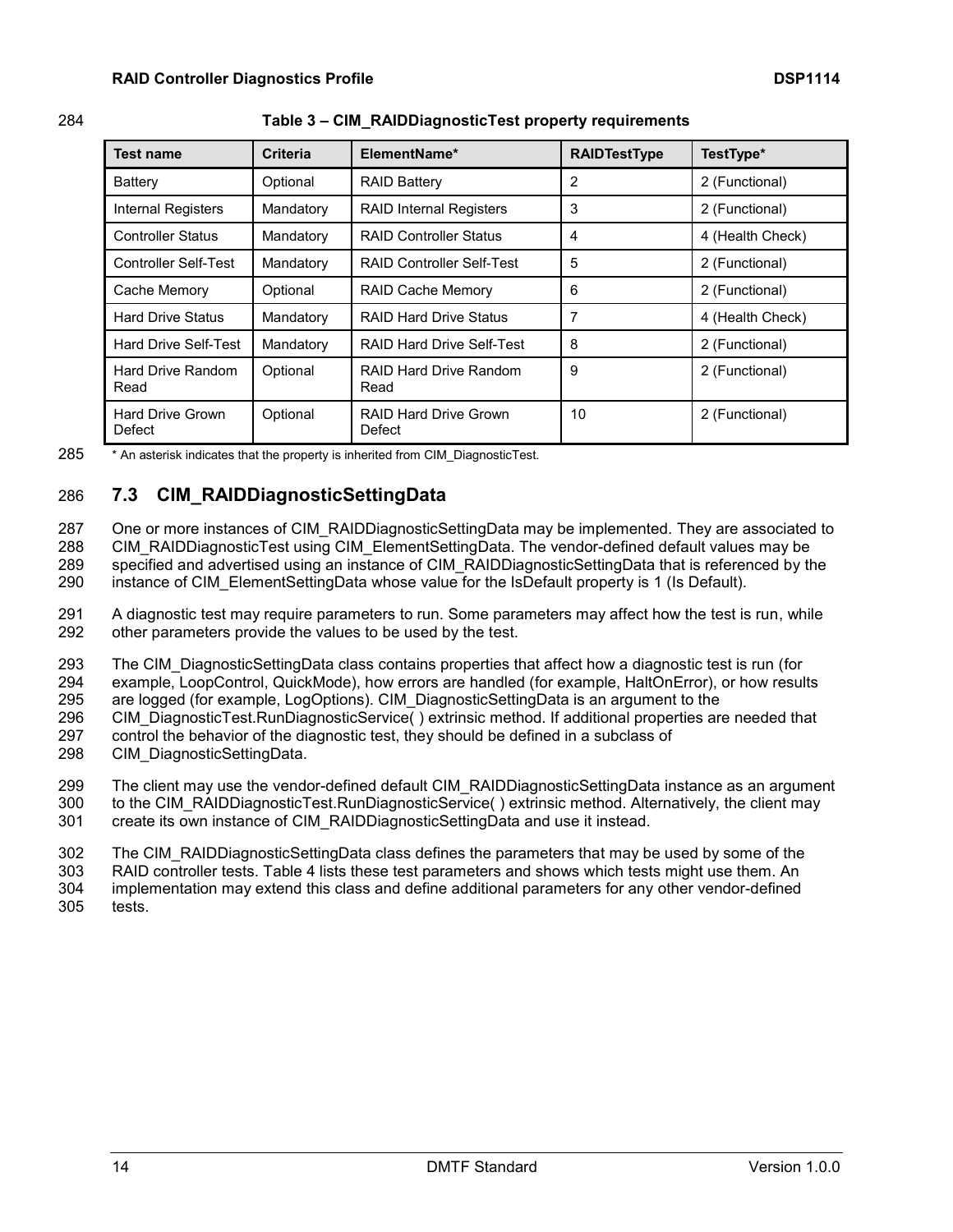**Table 3 – CIM_RAIDDiagnosticTest property requirements**

| Test name | Criteria | ElementName* | RAIDTestType | TestType* |
|---|---|---|---|---|
| Battery | Optional | RAID Battery | 2 | 2 (Functional) |
| Internal Registers | Mandatory | RAID Internal Registers | 3 | 2 (Functional) |
| Controller Status | Mandatory | RAID Controller Status | 4 | 4 (Health Check) |
| Controller Self-Test | Mandatory | RAID Controller Self-Test | 5 | 2 (Functional) |
| Cache Memory | Optional | RAID Cache Memory | 6 | 2 (Functional) |
| Hard Drive Status | Mandatory | RAID Hard Drive Status | 7 | 4 (Health Check) |
| Hard Drive Self-Test | Mandatory | RAID Hard Drive Self-Test | 8 | 2 (Functional) |
| Hard Drive Random Read | Optional | RAID Hard Drive Random Read | 9 | 2 (Functional) |
| Hard Drive Grown Defect | Optional | RAID Hard Drive Grown Defect | 10 | 2 (Functional) |

* An asterisk indicates that the property is inherited from CIM_DiagnosticTest.

## 7.3 CIM_RAIDDiagnosticSettingData

One or more instances of CIM_RAIDDiagnosticSettingData may be implemented. They are associated to CIM_RAIDDiagnosticTest using CIM_ElementSettingData. The vendor-defined default values may be specified and advertised using an instance of CIM_RAIDDiagnosticSettingData that is referenced by the instance of CIM_ElementSettingData whose value for the IsDefault property is 1 (Is Default).

A diagnostic test may require parameters to run. Some parameters may affect how the test is run, while other parameters provide the values to be used by the test.

The CIM_DiagnosticSettingData class contains properties that affect how a diagnostic test is run (for example, LoopControl, QuickMode), how errors are handled (for example, HaltOnError), or how results are logged (for example, LogOptions). CIM_DiagnosticSettingData is an argument to the CIM_DiagnosticTest.RunDiagnosticService( ) extrinsic method. If additional properties are needed that control the behavior of the diagnostic test, they should be defined in a subclass of CIM_DiagnosticSettingData.

The client may use the vendor-defined default CIM_RAIDDiagnosticSettingData instance as an argument to the CIM_RAIDDiagnosticTest.RunDiagnosticService( ) extrinsic method. Alternatively, the client may create its own instance of CIM_RAIDDiagnosticSettingData and use it instead.

The CIM_RAIDDiagnosticSettingData class defines the parameters that may be used by some of the RAID controller tests. Table 4 lists these test parameters and shows which tests might use them. An implementation may extend this class and define additional parameters for any other vendor-defined tests.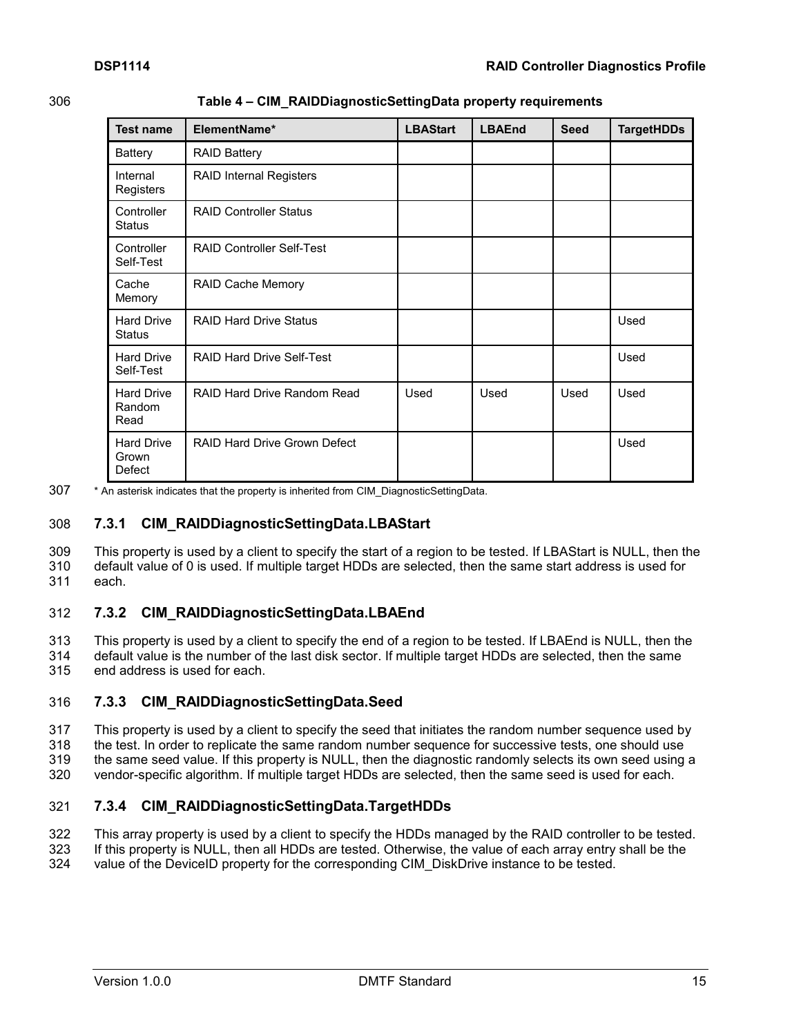**Table 4 – CIM_RAIDDiagnosticSettingData property requirements**

| Test name | ElementName* | LBAStart | LBAEnd | Seed | TargetHDDs |
|---|---|---|---|---|---|
| Battery | RAID Battery | | | | |
| Internal Registers | RAID Internal Registers | | | | |
| Controller Status | RAID Controller Status | | | | |
| Controller Self-Test | RAID Controller Self-Test | | | | |
| Cache Memory | RAID Cache Memory | | | | |
| Hard Drive Status | RAID Hard Drive Status | | | | Used |
| Hard Drive Self-Test | RAID Hard Drive Self-Test | | | | Used |
| Hard Drive Random Read | RAID Hard Drive Random Read | Used | Used | Used | Used |
| Hard Drive Grown Defect | RAID Hard Drive Grown Defect | | | | Used |

* An asterisk indicates that the property is inherited from CIM_DiagnosticSettingData.

### 7.3.1 CIM_RAIDDiagnosticSettingData.LBAStart

This property is used by a client to specify the start of a region to be tested. If LBAStart is NULL, then the default value of 0 is used. If multiple target HDDs are selected, then the same start address is used for each.

### 7.3.2 CIM_RAIDDiagnosticSettingData.LBAEnd

This property is used by a client to specify the end of a region to be tested. If LBAEnd is NULL, then the default value is the number of the last disk sector. If multiple target HDDs are selected, then the same end address is used for each.

### 7.3.3 CIM_RAIDDiagnosticSettingData.Seed

This property is used by a client to specify the seed that initiates the random number sequence used by the test. In order to replicate the same random number sequence for successive tests, one should use the same seed value. If this property is NULL, then the diagnostic randomly selects its own seed using a vendor-specific algorithm. If multiple target HDDs are selected, then the same seed is used for each.

### 7.3.4 CIM_RAIDDiagnosticSettingData.TargetHDDs

This array property is used by a client to specify the HDDs managed by the RAID controller to be tested. If this property is NULL, then all HDDs are tested. Otherwise, the value of each array entry shall be the value of the DeviceID property for the corresponding CIM_DiskDrive instance to be tested.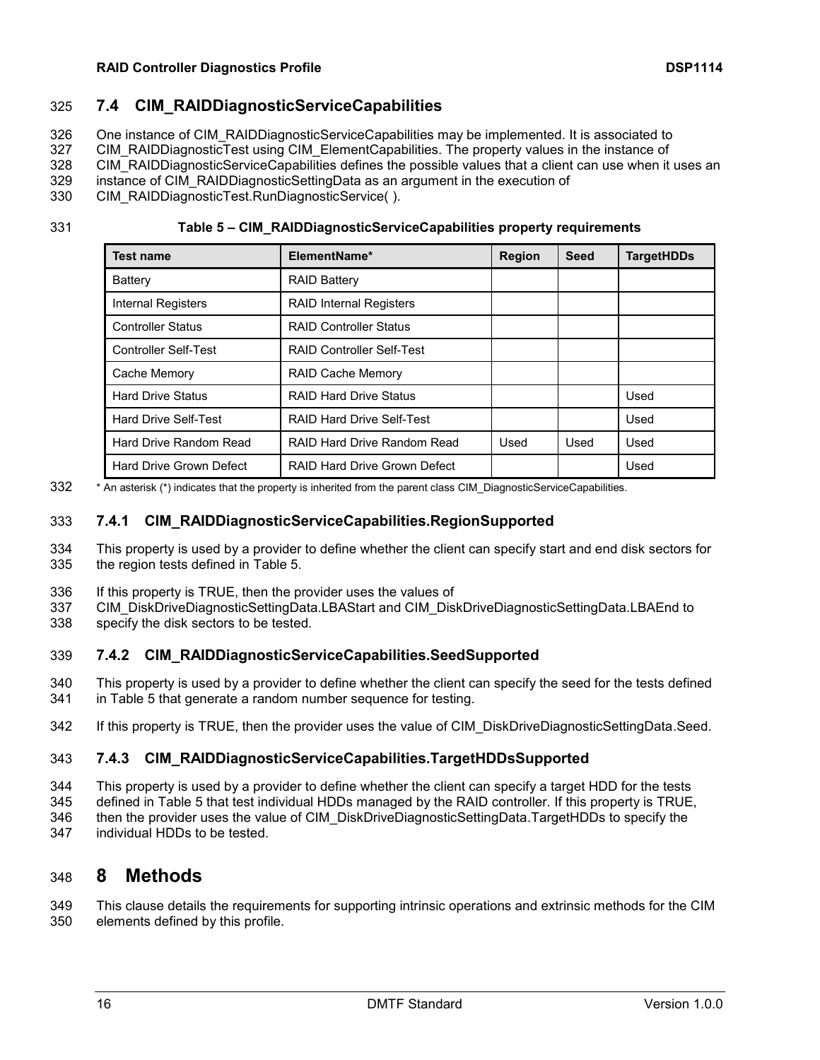## 7.4 CIM_RAIDDiagnosticServiceCapabilities

One instance of CIM_RAIDDiagnosticServiceCapabilities may be implemented. It is associated to CIM_RAIDDiagnosticTest using CIM_ElementCapabilities. The property values in the instance of CIM_RAIDDiagnosticServiceCapabilities defines the possible values that a client can use when it uses an instance of CIM_RAIDDiagnosticSettingData as an argument in the execution of CIM_RAIDDiagnosticTest.RunDiagnosticService( ).

**Table 5 – CIM_RAIDDiagnosticServiceCapabilities property requirements**

| Test name | ElementName* | Region | Seed | TargetHDDs |
|---|---|---|---|---|
| Battery | RAID Battery | | | |
| Internal Registers | RAID Internal Registers | | | |
| Controller Status | RAID Controller Status | | | |
| Controller Self-Test | RAID Controller Self-Test | | | |
| Cache Memory | RAID Cache Memory | | | |
| Hard Drive Status | RAID Hard Drive Status | | | Used |
| Hard Drive Self-Test | RAID Hard Drive Self-Test | | | Used |
| Hard Drive Random Read | RAID Hard Drive Random Read | Used | Used | Used |
| Hard Drive Grown Defect | RAID Hard Drive Grown Defect | | | Used |

* An asterisk (*) indicates that the property is inherited from the parent class CIM_DiagnosticServiceCapabilities.

### 7.4.1 CIM_RAIDDiagnosticServiceCapabilities.RegionSupported

This property is used by a provider to define whether the client can specify start and end disk sectors for the region tests defined in Table 5.

If this property is TRUE, then the provider uses the values of CIM_DiskDriveDiagnosticSettingData.LBAStart and CIM_DiskDriveDiagnosticSettingData.LBAEnd to specify the disk sectors to be tested.

### 7.4.2 CIM_RAIDDiagnosticServiceCapabilities.SeedSupported

This property is used by a provider to define whether the client can specify the seed for the tests defined in Table 5 that generate a random number sequence for testing.

If this property is TRUE, then the provider uses the value of CIM_DiskDriveDiagnosticSettingData.Seed.

### 7.4.3 CIM_RAIDDiagnosticServiceCapabilities.TargetHDDsSupported

This property is used by a provider to define whether the client can specify a target HDD for the tests defined in Table 5 that test individual HDDs managed by the RAID controller. If this property is TRUE, then the provider uses the value of CIM_DiskDriveDiagnosticSettingData.TargetHDDs to specify the individual HDDs to be tested.

# 8 Methods

This clause details the requirements for supporting intrinsic operations and extrinsic methods for the CIM elements defined by this profile.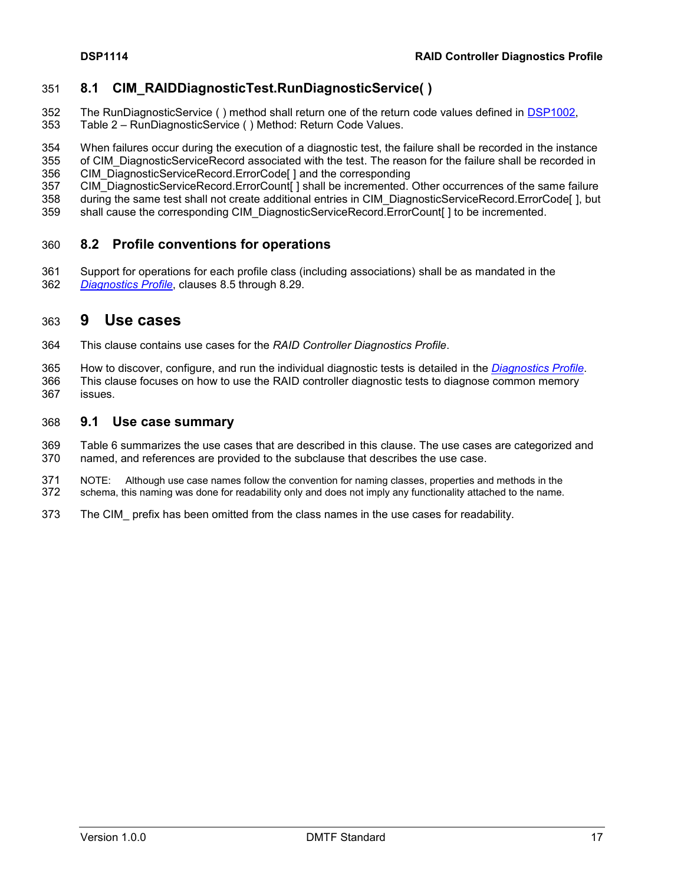## 8.1 CIM_RAIDDiagnosticTest.RunDiagnosticService( )

The RunDiagnosticService ( ) method shall return one of the return code values defined in DSP1002, Table 2 – RunDiagnosticService ( ) Method: Return Code Values.

When failures occur during the execution of a diagnostic test, the failure shall be recorded in the instance of CIM_DiagnosticServiceRecord associated with the test. The reason for the failure shall be recorded in CIM_DiagnosticServiceRecord.ErrorCode[ ] and the corresponding CIM_DiagnosticServiceRecord.ErrorCount[ ] shall be incremented. Other occurrences of the same failure during the same test shall not create additional entries in CIM_DiagnosticServiceRecord.ErrorCode[ ], but shall cause the corresponding CIM_DiagnosticServiceRecord.ErrorCount[ ] to be incremented.

## 8.2 Profile conventions for operations

Support for operations for each profile class (including associations) shall be as mandated in the *Diagnostics Profile*, clauses 8.5 through 8.29.

# 9 Use cases

This clause contains use cases for the *RAID Controller Diagnostics Profile*.

How to discover, configure, and run the individual diagnostic tests is detailed in the *Diagnostics Profile*. This clause focuses on how to use the RAID controller diagnostic tests to diagnose common memory issues.

## 9.1 Use case summary

Table 6 summarizes the use cases that are described in this clause. The use cases are categorized and named, and references are provided to the subclause that describes the use case.

NOTE: Although use case names follow the convention for naming classes, properties and methods in the schema, this naming was done for readability only and does not imply any functionality attached to the name.

The CIM_ prefix has been omitted from the class names in the use cases for readability.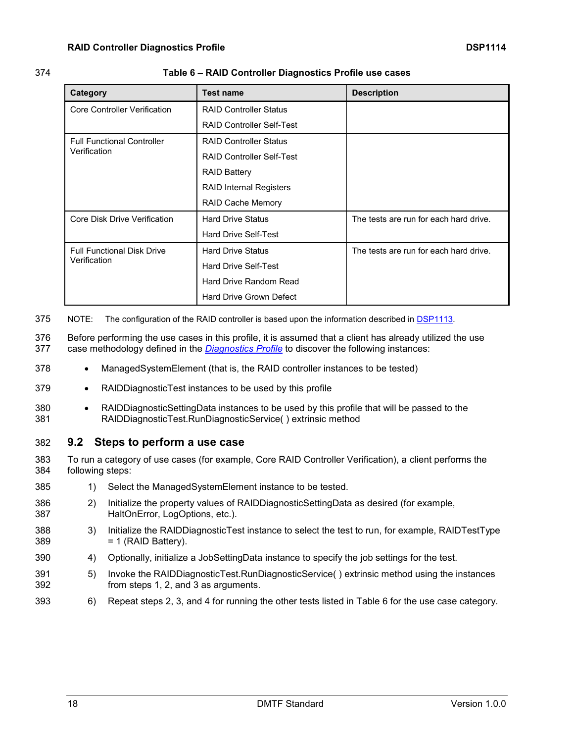**Table 6 – RAID Controller Diagnostics Profile use cases**

| Category | Test name | Description |
|---|---|---|
| Core Controller Verification | RAID Controller Status<br>RAID Controller Self-Test | |
| Full Functional Controller Verification | RAID Controller Status<br>RAID Controller Self-Test<br>RAID Battery<br>RAID Internal Registers<br>RAID Cache Memory | |
| Core Disk Drive Verification | Hard Drive Status<br>Hard Drive Self-Test | The tests are run for each hard drive. |
| Full Functional Disk Drive Verification | Hard Drive Status<br>Hard Drive Self-Test<br>Hard Drive Random Read<br>Hard Drive Grown Defect | The tests are run for each hard drive. |

NOTE: The configuration of the RAID controller is based upon the information described in DSP1113.

Before performing the use cases in this profile, it is assumed that a client has already utilized the use case methodology defined in the *Diagnostics Profile* to discover the following instances:

- ManagedSystemElement (that is, the RAID controller instances to be tested)
- RAIDDiagnosticTest instances to be used by this profile
- RAIDDiagnosticSettingData instances to be used by this profile that will be passed to the RAIDDiagnosticTest.RunDiagnosticService( ) extrinsic method

## 9.2 Steps to perform a use case

To run a category of use cases (for example, Core RAID Controller Verification), a client performs the following steps:

1) Select the ManagedSystemElement instance to be tested.
2) Initialize the property values of RAIDDiagnosticSettingData as desired (for example, HaltOnError, LogOptions, etc.).
3) Initialize the RAIDDiagnosticTest instance to select the test to run, for example, RAIDTestType = 1 (RAID Battery).
4) Optionally, initialize a JobSettingData instance to specify the job settings for the test.
5) Invoke the RAIDDiagnosticTest.RunDiagnosticService( ) extrinsic method using the instances from steps 1, 2, and 3 as arguments.
6) Repeat steps 2, 3, and 4 for running the other tests listed in Table 6 for the use case category.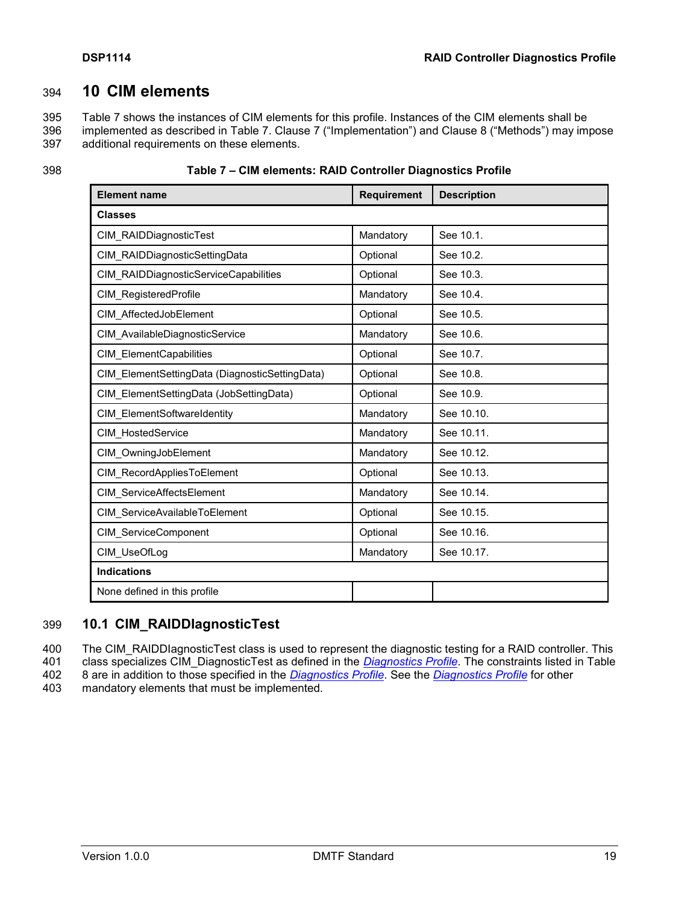# 10 CIM elements

Table 7 shows the instances of CIM elements for this profile. Instances of the CIM elements shall be implemented as described in Table 7. Clause 7 ("Implementation") and Clause 8 ("Methods") may impose additional requirements on these elements.

**Table 7 – CIM elements: RAID Controller Diagnostics Profile**

| Element name | Requirement | Description |
|---|---|---|
| **Classes** | | |
| CIM_RAIDDiagnosticTest | Mandatory | See 10.1. |
| CIM_RAIDDiagnosticSettingData | Optional | See 10.2. |
| CIM_RAIDDiagnosticServiceCapabilities | Optional | See 10.3. |
| CIM_RegisteredProfile | Mandatory | See 10.4. |
| CIM_AffectedJobElement | Optional | See 10.5. |
| CIM_AvailableDiagnosticService | Mandatory | See 10.6. |
| CIM_ElementCapabilities | Optional | See 10.7. |
| CIM_ElementSettingData (DiagnosticSettingData) | Optional | See 10.8. |
| CIM_ElementSettingData (JobSettingData) | Optional | See 10.9. |
| CIM_ElementSoftwareIdentity | Mandatory | See 10.10. |
| CIM_HostedService | Mandatory | See 10.11. |
| CIM_OwningJobElement | Mandatory | See 10.12. |
| CIM_RecordAppliesToElement | Optional | See 10.13. |
| CIM_ServiceAffectsElement | Mandatory | See 10.14. |
| CIM_ServiceAvailableToElement | Optional | See 10.15. |
| CIM_ServiceComponent | Optional | See 10.16. |
| CIM_UseOfLog | Mandatory | See 10.17. |
| **Indications** | | |
| None defined in this profile | | |

## 10.1 CIM_RAIDDIagnosticTest

The CIM_RAIDDIagnosticTest class is used to represent the diagnostic testing for a RAID controller. This class specializes CIM_DiagnosticTest as defined in the *Diagnostics Profile*. The constraints listed in Table 8 are in addition to those specified in the *Diagnostics Profile*. See the *Diagnostics Profile* for other mandatory elements that must be implemented.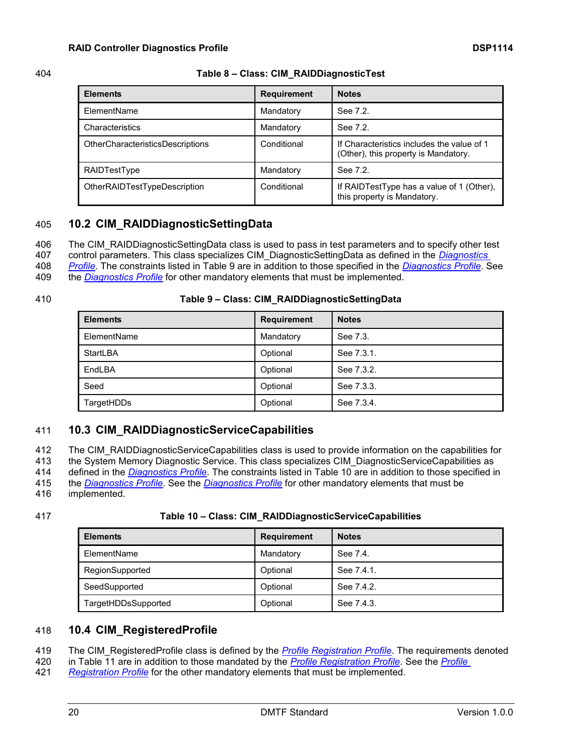**Table 8 – Class: CIM_RAIDDiagnosticTest**

| Elements | Requirement | Notes |
|---|---|---|
| ElementName | Mandatory | See 7.2. |
| Characteristics | Mandatory | See 7.2. |
| OtherCharacteristicsDescriptions | Conditional | If Characteristics includes the value of 1 (Other), this property is Mandatory. |
| RAIDTestType | Mandatory | See 7.2. |
| OtherRAIDTestTypeDescription | Conditional | If RAIDTestType has a value of 1 (Other), this property is Mandatory. |

## 10.2 CIM_RAIDDiagnosticSettingData

The CIM_RAIDDiagnosticSettingData class is used to pass in test parameters and to specify other test control parameters. This class specializes CIM_DiagnosticSettingData as defined in the *Diagnostics Profile*. The constraints listed in Table 9 are in addition to those specified in the *Diagnostics Profile*. See the *Diagnostics Profile* for other mandatory elements that must be implemented.

**Table 9 – Class: CIM_RAIDDiagnosticSettingData**

| Elements | Requirement | Notes |
|---|---|---|
| ElementName | Mandatory | See 7.3. |
| StartLBA | Optional | See 7.3.1. |
| EndLBA | Optional | See 7.3.2. |
| Seed | Optional | See 7.3.3. |
| TargetHDDs | Optional | See 7.3.4. |

## 10.3 CIM_RAIDDiagnosticServiceCapabilities

The CIM_RAIDDiagnosticServiceCapabilities class is used to provide information on the capabilities for the System Memory Diagnostic Service. This class specializes CIM_DiagnosticServiceCapabilities as defined in the *Diagnostics Profile*. The constraints listed in Table 10 are in addition to those specified in the *Diagnostics Profile*. See the *Diagnostics Profile* for other mandatory elements that must be implemented.

**Table 10 – Class: CIM_RAIDDiagnosticServiceCapabilities**

| Elements | Requirement | Notes |
|---|---|---|
| ElementName | Mandatory | See 7.4. |
| RegionSupported | Optional | See 7.4.1. |
| SeedSupported | Optional | See 7.4.2. |
| TargetHDDsSupported | Optional | See 7.4.3. |

## 10.4 CIM_RegisteredProfile

The CIM_RegisteredProfile class is defined by the *Profile Registration Profile*. The requirements denoted in Table 11 are in addition to those mandated by the *Profile Registration Profile*. See the *Profile Registration Profile* for the other mandatory elements that must be implemented.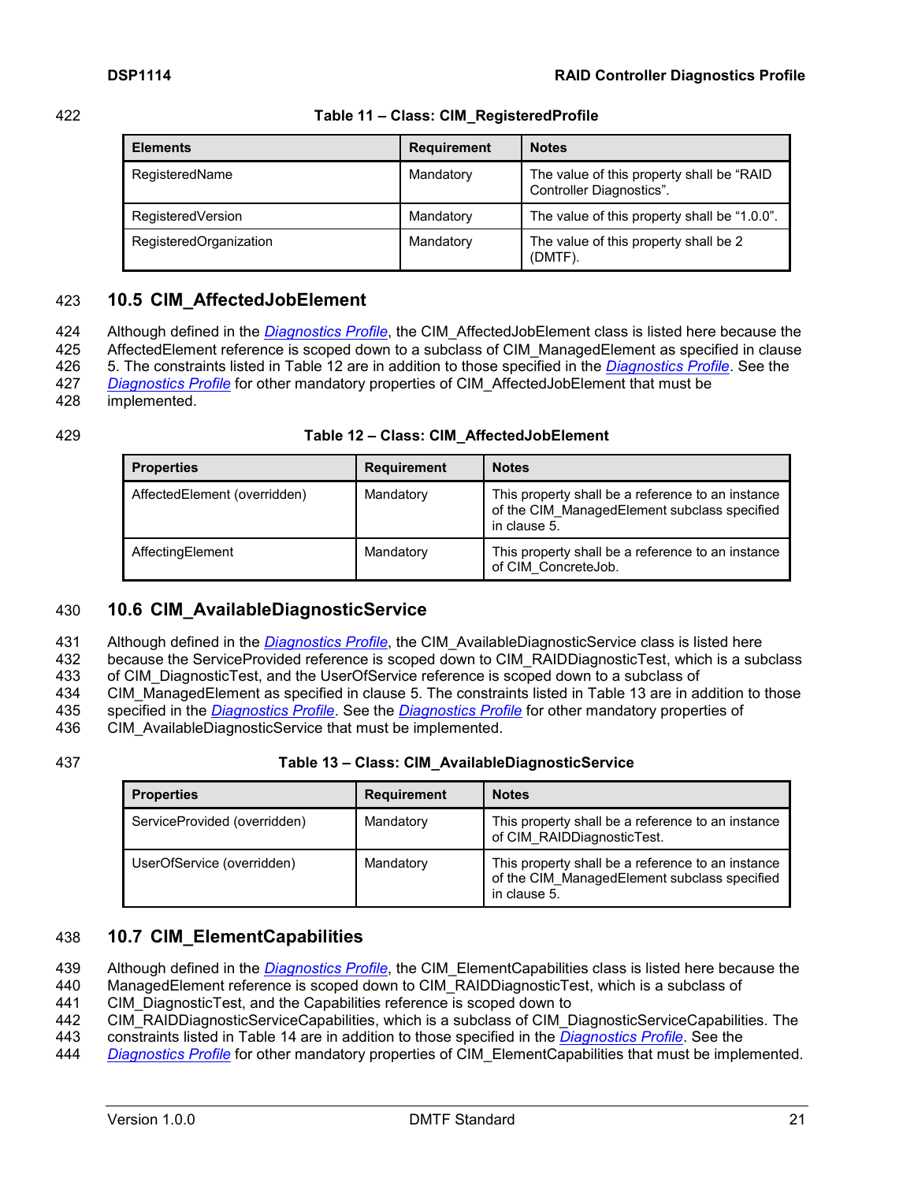**Table 11 – Class: CIM_RegisteredProfile**

| Elements | Requirement | Notes |
|---|---|---|
| RegisteredName | Mandatory | The value of this property shall be "RAID Controller Diagnostics". |
| RegisteredVersion | Mandatory | The value of this property shall be "1.0.0". |
| RegisteredOrganization | Mandatory | The value of this property shall be 2 (DMTF). |

## 10.5 CIM_AffectedJobElement

Although defined in the *Diagnostics Profile*, the CIM_AffectedJobElement class is listed here because the AffectedElement reference is scoped down to a subclass of CIM_ManagedElement as specified in clause 5. The constraints listed in Table 12 are in addition to those specified in the *Diagnostics Profile*. See the *Diagnostics Profile* for other mandatory properties of CIM_AffectedJobElement that must be implemented.

**Table 12 – Class: CIM_AffectedJobElement**

| Properties | Requirement | Notes |
|---|---|---|
| AffectedElement (overridden) | Mandatory | This property shall be a reference to an instance of the CIM_ManagedElement subclass specified in clause 5. |
| AffectingElement | Mandatory | This property shall be a reference to an instance of CIM_ConcreteJob. |

## 10.6 CIM_AvailableDiagnosticService

Although defined in the *Diagnostics Profile*, the CIM_AvailableDiagnosticService class is listed here because the ServiceProvided reference is scoped down to CIM_RAIDDiagnosticTest, which is a subclass of CIM_DiagnosticTest, and the UserOfService reference is scoped down to a subclass of CIM_ManagedElement as specified in clause 5. The constraints listed in Table 13 are in addition to those specified in the *Diagnostics Profile*. See the *Diagnostics Profile* for other mandatory properties of CIM_AvailableDiagnosticService that must be implemented.

**Table 13 – Class: CIM_AvailableDiagnosticService**

| Properties | Requirement | Notes |
|---|---|---|
| ServiceProvided (overridden) | Mandatory | This property shall be a reference to an instance of CIM_RAIDDiagnosticTest. |
| UserOfService (overridden) | Mandatory | This property shall be a reference to an instance of the CIM_ManagedElement subclass specified in clause 5. |

## 10.7 CIM_ElementCapabilities

Although defined in the *Diagnostics Profile*, the CIM_ElementCapabilities class is listed here because the ManagedElement reference is scoped down to CIM_RAIDDiagnosticTest, which is a subclass of CIM_DiagnosticTest, and the Capabilities reference is scoped down to CIM_RAIDDiagnosticServiceCapabilities, which is a subclass of CIM_DiagnosticServiceCapabilities. The constraints listed in Table 14 are in addition to those specified in the *Diagnostics Profile*. See the *Diagnostics Profile* for other mandatory properties of CIM_ElementCapabilities that must be implemented.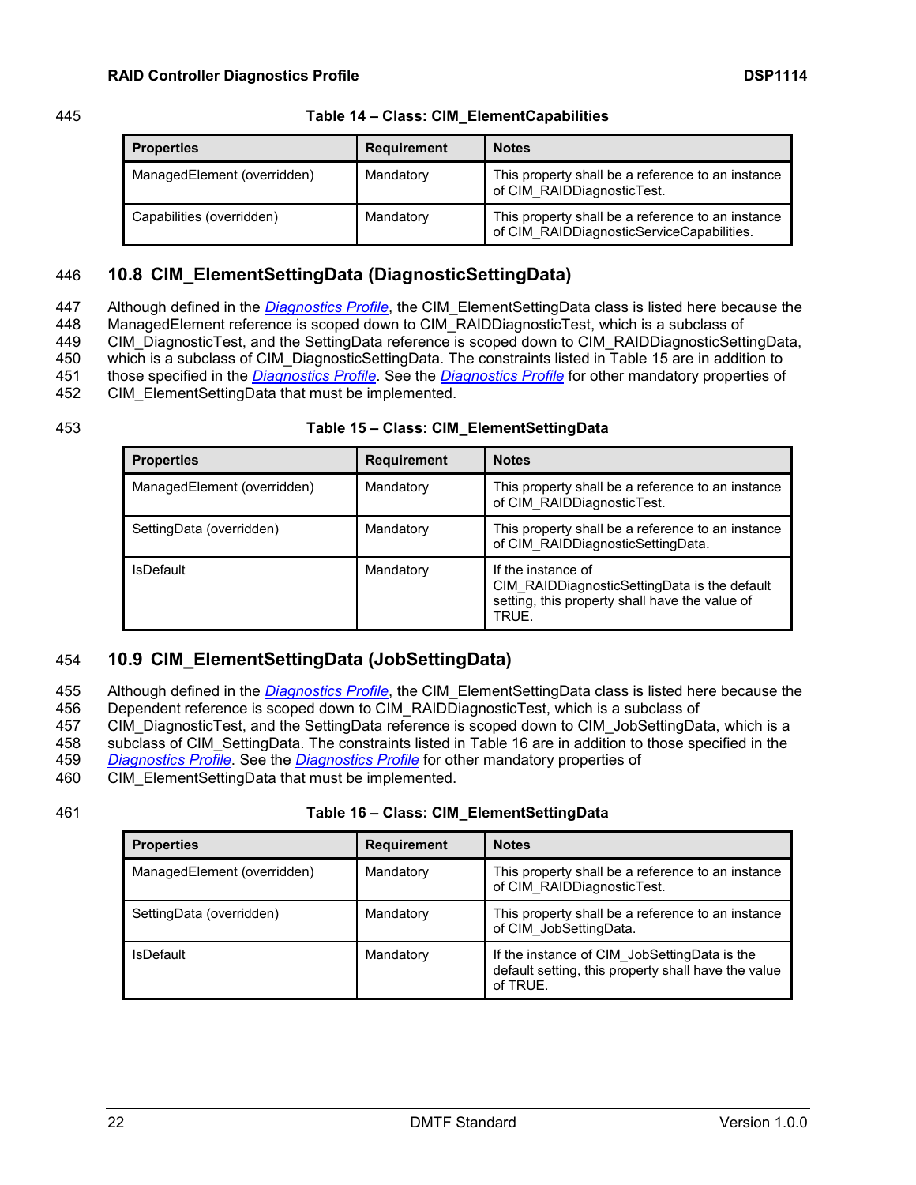**Table 14 – Class: CIM_ElementCapabilities**

| Properties | Requirement | Notes |
| --- | --- | --- |
| ManagedElement (overridden) | Mandatory | This property shall be a reference to an instance of CIM_RAIDDiagnosticTest. |
| Capabilities (overridden) | Mandatory | This property shall be a reference to an instance of CIM_RAIDDiagnosticServiceCapabilities. |

## 10.8 CIM_ElementSettingData (DiagnosticSettingData)

Although defined in the *Diagnostics Profile*, the CIM_ElementSettingData class is listed here because the ManagedElement reference is scoped down to CIM_RAIDDiagnosticTest, which is a subclass of CIM_DiagnosticTest, and the SettingData reference is scoped down to CIM_RAIDDiagnosticSettingData, which is a subclass of CIM_DiagnosticSettingData. The constraints listed in Table 15 are in addition to those specified in the *Diagnostics Profile*. See the *Diagnostics Profile* for other mandatory properties of CIM_ElementSettingData that must be implemented.

**Table 15 – Class: CIM_ElementSettingData**

| Properties | Requirement | Notes |
| --- | --- | --- |
| ManagedElement (overridden) | Mandatory | This property shall be a reference to an instance of CIM_RAIDDiagnosticTest. |
| SettingData (overridden) | Mandatory | This property shall be a reference to an instance of CIM_RAIDDiagnosticSettingData. |
| IsDefault | Mandatory | If the instance of CIM_RAIDDiagnosticSettingData is the default setting, this property shall have the value of TRUE. |

## 10.9 CIM_ElementSettingData (JobSettingData)

Although defined in the *Diagnostics Profile*, the CIM_ElementSettingData class is listed here because the Dependent reference is scoped down to CIM_RAIDDiagnosticTest, which is a subclass of CIM_DiagnosticTest, and the SettingData reference is scoped down to CIM_JobSettingData, which is a subclass of CIM_SettingData. The constraints listed in Table 16 are in addition to those specified in the *Diagnostics Profile*. See the *Diagnostics Profile* for other mandatory properties of CIM_ElementSettingData that must be implemented.

**Table 16 – Class: CIM_ElementSettingData**

| Properties | Requirement | Notes |
| --- | --- | --- |
| ManagedElement (overridden) | Mandatory | This property shall be a reference to an instance of CIM_RAIDDiagnosticTest. |
| SettingData (overridden) | Mandatory | This property shall be a reference to an instance of CIM_JobSettingData. |
| IsDefault | Mandatory | If the instance of CIM_JobSettingData is the default setting, this property shall have the value of TRUE. |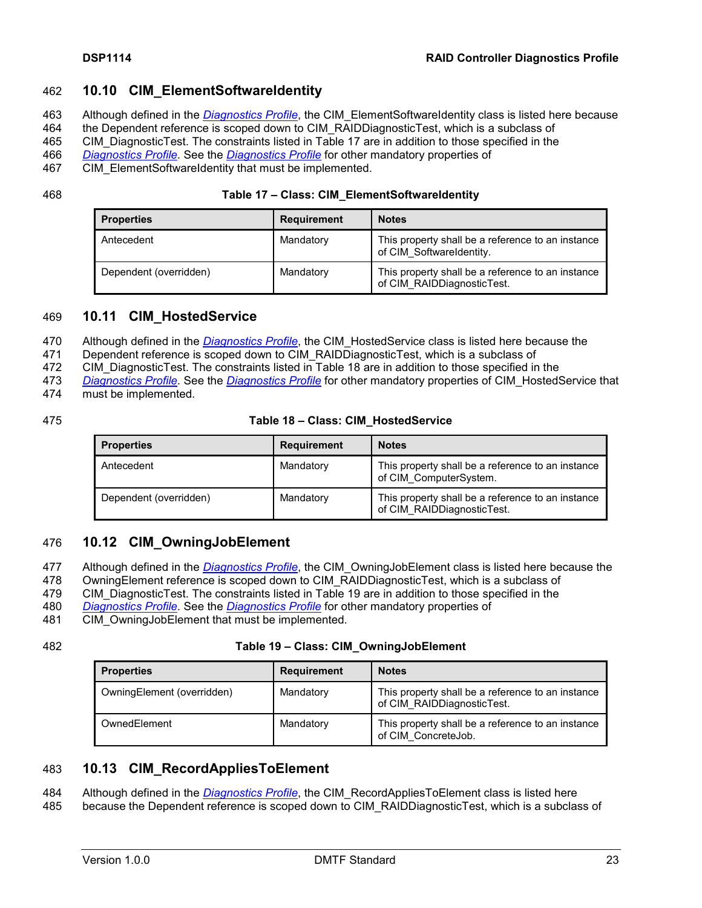## 10.10 CIM_ElementSoftwareIdentity

Although defined in the *Diagnostics Profile*, the CIM_ElementSoftwareIdentity class is listed here because the Dependent reference is scoped down to CIM_RAIDDiagnosticTest, which is a subclass of CIM_DiagnosticTest. The constraints listed in Table 17 are in addition to those specified in the *Diagnostics Profile*. See the *Diagnostics Profile* for other mandatory properties of CIM_ElementSoftwareIdentity that must be implemented.

**Table 17 – Class: CIM_ElementSoftwareIdentity**

| Properties | Requirement | Notes |
|---|---|---|
| Antecedent | Mandatory | This property shall be a reference to an instance of CIM_SoftwareIdentity. |
| Dependent (overridden) | Mandatory | This property shall be a reference to an instance of CIM_RAIDDiagnosticTest. |

## 10.11 CIM_HostedService

Although defined in the *Diagnostics Profile*, the CIM_HostedService class is listed here because the Dependent reference is scoped down to CIM_RAIDDiagnosticTest, which is a subclass of CIM_DiagnosticTest. The constraints listed in Table 18 are in addition to those specified in the *Diagnostics Profile*. See the *Diagnostics Profile* for other mandatory properties of CIM_HostedService that must be implemented.

**Table 18 – Class: CIM_HostedService**

| Properties | Requirement | Notes |
|---|---|---|
| Antecedent | Mandatory | This property shall be a reference to an instance of CIM_ComputerSystem. |
| Dependent (overridden) | Mandatory | This property shall be a reference to an instance of CIM_RAIDDiagnosticTest. |

## 10.12 CIM_OwningJobElement

Although defined in the *Diagnostics Profile*, the CIM_OwningJobElement class is listed here because the OwningElement reference is scoped down to CIM_RAIDDiagnosticTest, which is a subclass of CIM_DiagnosticTest. The constraints listed in Table 19 are in addition to those specified in the *Diagnostics Profile*. See the *Diagnostics Profile* for other mandatory properties of CIM_OwningJobElement that must be implemented.

**Table 19 – Class: CIM_OwningJobElement**

| Properties | Requirement | Notes |
|---|---|---|
| OwningElement (overridden) | Mandatory | This property shall be a reference to an instance of CIM_RAIDDiagnosticTest. |
| OwnedElement | Mandatory | This property shall be a reference to an instance of CIM_ConcreteJob. |

## 10.13 CIM_RecordAppliesToElement

Although defined in the *Diagnostics Profile*, the CIM_RecordAppliesToElement class is listed here because the Dependent reference is scoped down to CIM_RAIDDiagnosticTest, which is a subclass of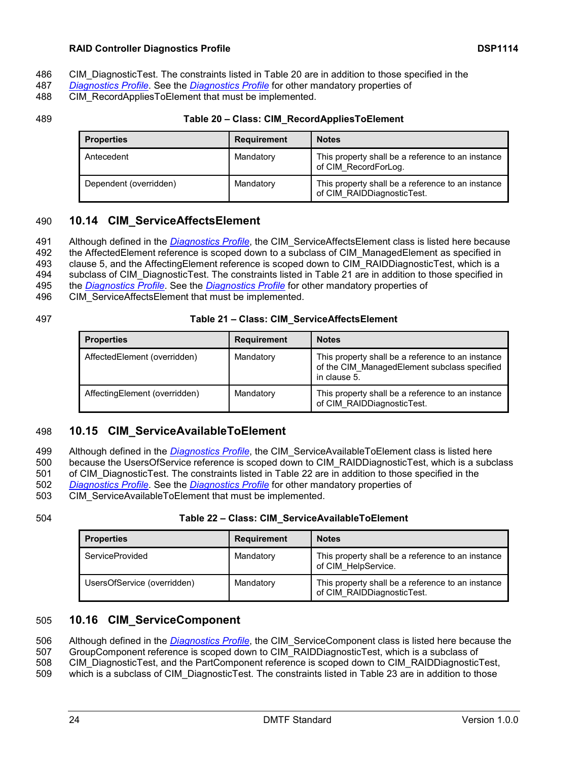CIM_DiagnosticTest. The constraints listed in Table 20 are in addition to those specified in the *Diagnostics Profile*. See the *Diagnostics Profile* for other mandatory properties of CIM_RecordAppliesToElement that must be implemented.

**Table 20 – Class: CIM_RecordAppliesToElement**

| Properties | Requirement | Notes |
|---|---|---|
| Antecedent | Mandatory | This property shall be a reference to an instance of CIM_RecordForLog. |
| Dependent (overridden) | Mandatory | This property shall be a reference to an instance of CIM_RAIDDiagnosticTest. |

## 10.14 CIM_ServiceAffectsElement

Although defined in the *Diagnostics Profile*, the CIM_ServiceAffectsElement class is listed here because the AffectedElement reference is scoped down to a subclass of CIM_ManagedElement as specified in clause 5, and the AffectingElement reference is scoped down to CIM_RAIDDiagnosticTest, which is a subclass of CIM_DiagnosticTest. The constraints listed in Table 21 are in addition to those specified in the *Diagnostics Profile*. See the *Diagnostics Profile* for other mandatory properties of CIM_ServiceAffectsElement that must be implemented.

**Table 21 – Class: CIM_ServiceAffectsElement**

| Properties | Requirement | Notes |
|---|---|---|
| AffectedElement (overridden) | Mandatory | This property shall be a reference to an instance of the CIM_ManagedElement subclass specified in clause 5. |
| AffectingElement (overridden) | Mandatory | This property shall be a reference to an instance of CIM_RAIDDiagnosticTest. |

## 10.15 CIM_ServiceAvailableToElement

Although defined in the *Diagnostics Profile*, the CIM_ServiceAvailableToElement class is listed here because the UsersOfService reference is scoped down to CIM_RAIDDiagnosticTest, which is a subclass of CIM_DiagnosticTest. The constraints listed in Table 22 are in addition to those specified in the *Diagnostics Profile*. See the *Diagnostics Profile* for other mandatory properties of CIM_ServiceAvailableToElement that must be implemented.

**Table 22 – Class: CIM_ServiceAvailableToElement**

| Properties | Requirement | Notes |
|---|---|---|
| ServiceProvided | Mandatory | This property shall be a reference to an instance of CIM_HelpService. |
| UsersOfService (overridden) | Mandatory | This property shall be a reference to an instance of CIM_RAIDDiagnosticTest. |

## 10.16 CIM_ServiceComponent

Although defined in the *Diagnostics Profile*, the CIM_ServiceComponent class is listed here because the GroupComponent reference is scoped down to CIM_RAIDDiagnosticTest, which is a subclass of CIM_DiagnosticTest, and the PartComponent reference is scoped down to CIM_RAIDDiagnosticTest, which is a subclass of CIM_DiagnosticTest. The constraints listed in Table 23 are in addition to those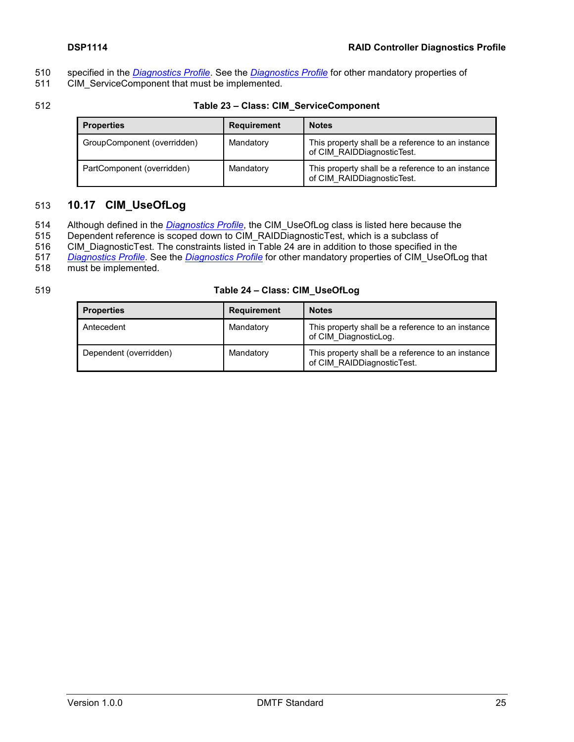specified in the *Diagnostics Profile*. See the *Diagnostics Profile* for other mandatory properties of CIM_ServiceComponent that must be implemented.

**Table 23 – Class: CIM_ServiceComponent**

| Properties | Requirement | Notes |
|---|---|---|
| GroupComponent (overridden) | Mandatory | This property shall be a reference to an instance of CIM_RAIDDiagnosticTest. |
| PartComponent (overridden) | Mandatory | This property shall be a reference to an instance of CIM_RAIDDiagnosticTest. |

## 10.17 CIM_UseOfLog

Although defined in the *Diagnostics Profile*, the CIM_UseOfLog class is listed here because the Dependent reference is scoped down to CIM_RAIDDiagnosticTest, which is a subclass of CIM_DiagnosticTest. The constraints listed in Table 24 are in addition to those specified in the *Diagnostics Profile*. See the *Diagnostics Profile* for other mandatory properties of CIM_UseOfLog that must be implemented.

**Table 24 – Class: CIM_UseOfLog**

| Properties | Requirement | Notes |
|---|---|---|
| Antecedent | Mandatory | This property shall be a reference to an instance of CIM_DiagnosticLog. |
| Dependent (overridden) | Mandatory | This property shall be a reference to an instance of CIM_RAIDDiagnosticTest. |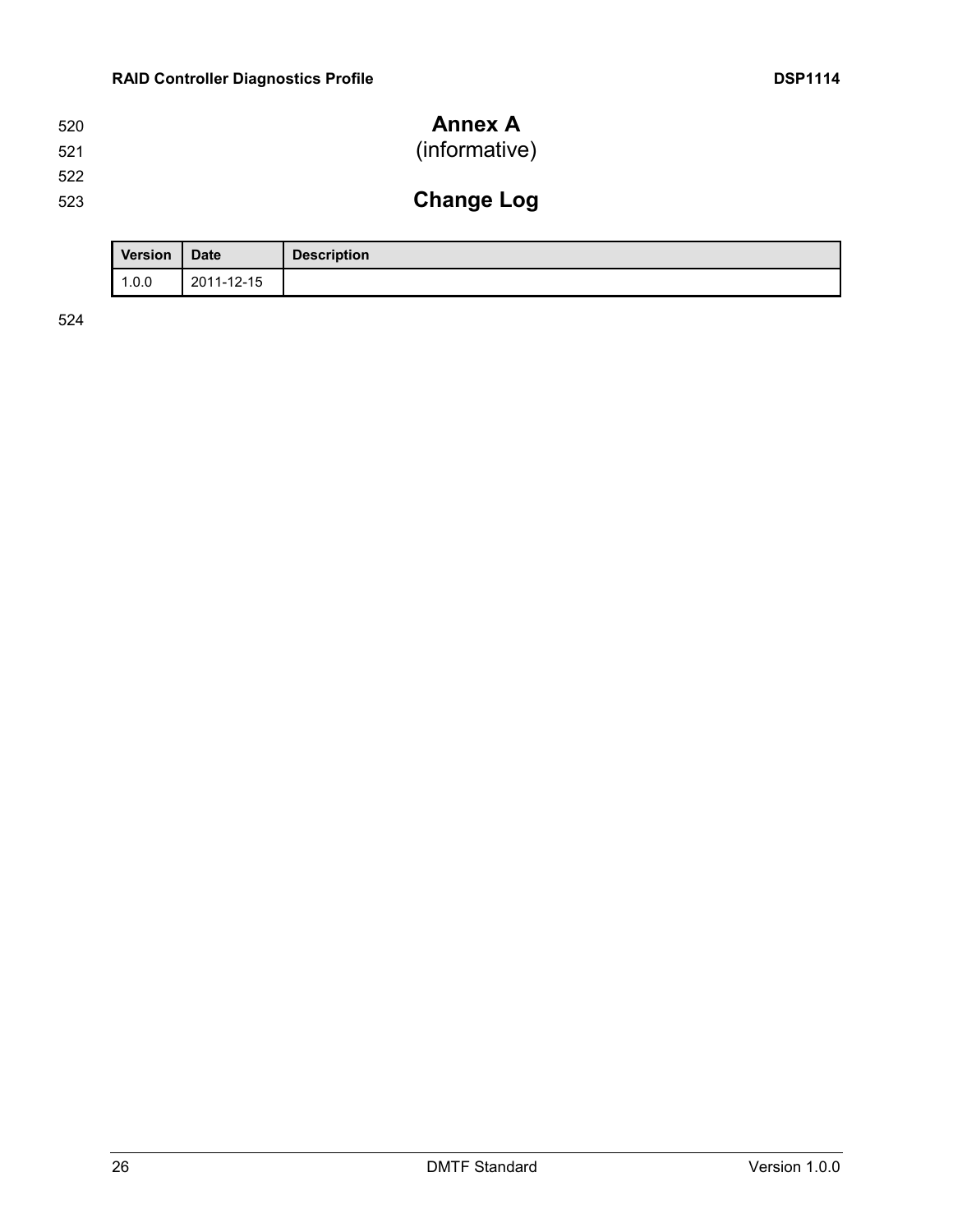# Annex A

(informative)

# Change Log

| Version | Date | Description |
| --- | --- | --- |
| 1.0.0 | 2011-12-15 | |